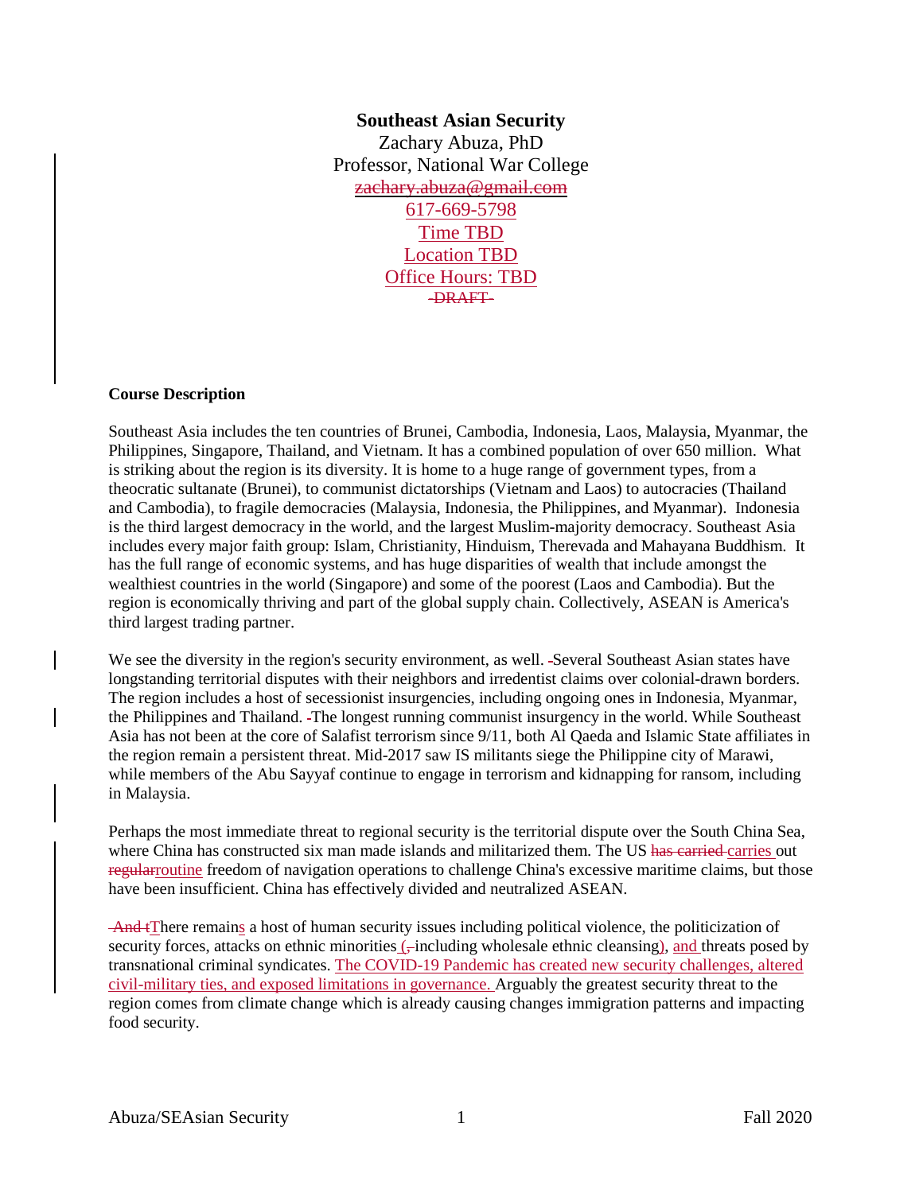**Southeast Asian Security**

Zachary Abuza, PhD

Professor, National War College

~~zachary.abuza@gmail.com~~

617-669-5798

Time TBD

Location TBD

Office Hours: TBD

~~DRAFT~~

**Course Description**

Southeast Asia includes the ten countries of Brunei, Cambodia, Indonesia, Laos, Malaysia, Myanmar, the Philippines, Singapore, Thailand, and Vietnam. It has a combined population of over 650 million. What is striking about the region is its diversity. It is home to a huge range of government types, from a theocratic sultanate (Brunei), to communist dictatorships (Vietnam and Laos) to autocracies (Thailand and Cambodia), to fragile democracies (Malaysia, Indonesia, the Philippines, and Myanmar). Indonesia is the third largest democracy in the world, and the largest Muslim-majority democracy. Southeast Asia includes every major faith group: Islam, Christianity, Hinduism, Therevada and Mahayana Buddhism. It has the full range of economic systems, and has huge disparities of wealth that include amongst the wealthiest countries in the world (Singapore) and some of the poorest (Laos and Cambodia). But the region is economically thriving and part of the global supply chain. Collectively, ASEAN is America's third largest trading partner.

We see the diversity in the region's security environment, as well. Several Southeast Asian states have longstanding territorial disputes with their neighbors and irredentist claims over colonial-drawn borders. The region includes a host of secessionist insurgencies, including ongoing ones in Indonesia, Myanmar, the Philippines and Thailand. The longest running communist insurgency in the world. While Southeast Asia has not been at the core of Salafist terrorism since 9/11, both Al Qaeda and Islamic State affiliates in the region remain a persistent threat. Mid-2017 saw IS militants siege the Philippine city of Marawi, while members of the Abu Sayyaf continue to engage in terrorism and kidnapping for ransom, including in Malaysia.

Perhaps the most immediate threat to regional security is the territorial dispute over the South China Sea, where China has constructed six man made islands and militarized them. The US ~~has carried~~ carries out ~~regular~~routine freedom of navigation operations to challenge China's excessive maritime claims, but those have been insufficient. China has effectively divided and neutralized ASEAN.

~~And t~~There remains a host of human security issues including political violence, the politicization of security forces, attacks on ethnic minorities (~~,~~ including wholesale ethnic cleansing), and threats posed by transnational criminal syndicates. The COVID-19 Pandemic has created new security challenges, altered civil-military ties, and exposed limitations in governance. Arguably the greatest security threat to the region comes from climate change which is already causing changes immigration patterns and impacting food security.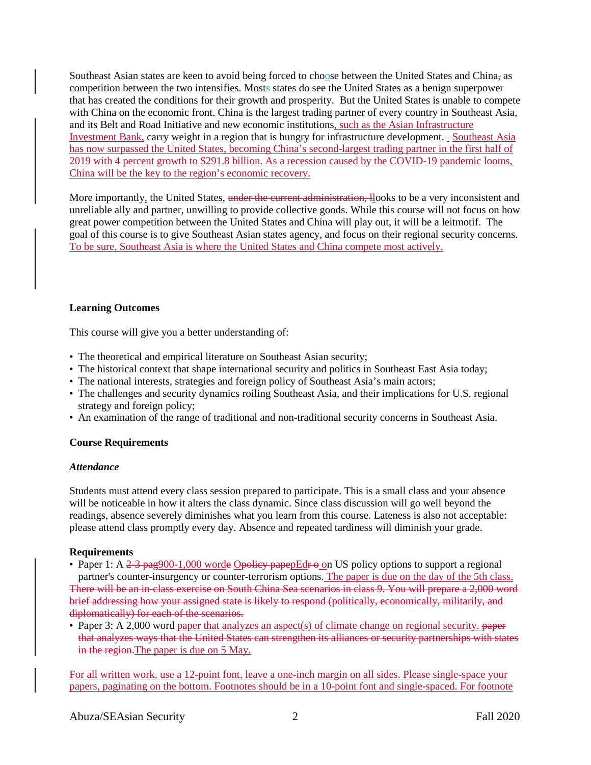Southeast Asian states are keen to avoid being forced to choose between the United States and China~~,~~ as competition between the two intensifies. Most~~s~~ states do see the United States as a benign superpower that has created the conditions for their growth and prosperity. But the United States is unable to compete with China on the economic front. China is the largest trading partner of every country in Southeast Asia, and its Belt and Road Initiative and new economic institutions, such as the Asian Infrastructure Investment Bank, carry weight in a region that is hungry for infrastructure development.~~-~~ Southeast Asia has now surpassed the United States, becoming China's second-largest trading partner in the first half of 2019 with 4 percent growth to $291.8 billion. As a recession caused by the COVID-19 pandemic looms, China will be the key to the region's economic recovery.

More importantly, the United States, ~~under the current administration,~~ ~~l~~looks to be a very inconsistent and unreliable ally and partner, unwilling to provide collective goods. While this course will not focus on how great power competition between the United States and China will play out, it will be a leitmotif. The goal of this course is to give Southeast Asian states agency, and focus on their regional security concerns. To be sure, Southeast Asia is where the United States and China compete most actively.

### Learning Outcomes

This course will give you a better understanding of:

- The theoretical and empirical literature on Southeast Asian security;
- The historical context that shape international security and politics in Southeast East Asia today;
- The national interests, strategies and foreign policy of Southeast Asia's main actors;
- The challenges and security dynamics roiling Southeast Asia, and their implications for U.S. regional strategy and foreign policy;
- An examination of the range of traditional and non-traditional security concerns in Southeast Asia.

### Course Requirements

#### *Attendance*

Students must attend every class session prepared to participate. This is a small class and your absence will be noticeable in how it alters the class dynamic. Since class discussion will go well beyond the readings, absence severely diminishes what you learn from this course. Lateness is also not acceptable: please attend class promptly every day. Absence and repeated tardiness will diminish your grade.

#### Requirements

- Paper 1: A ~~2-3 pag~~900-1,000 word~~e~~ ~~Opolicy pape~~pEd~~r o~~ on US policy options to support a regional partner's counter-insurgency or counter-terrorism options. The paper is due on the day of the 5th class. ~~There will be an in-class exercise on South China Sea scenarios in class 9. You will prepare a 2,000 word brief addressing how your assigned state is likely to respond (politically, economically, militarily, and diplomatically) for each of the scenarios.~~
- Paper 3: A 2,000 word paper that analyzes an aspect(s) of climate change on regional security. ~~paper that analyzes ways that the United States can strengthen its alliances or security partnerships with states in the region.~~The paper is due on 5 May.

For all written work, use a 12-point font, leave a one-inch margin on all sides. Please single-space your papers, paginating on the bottom. Footnotes should be in a 10-point font and single-spaced. For footnote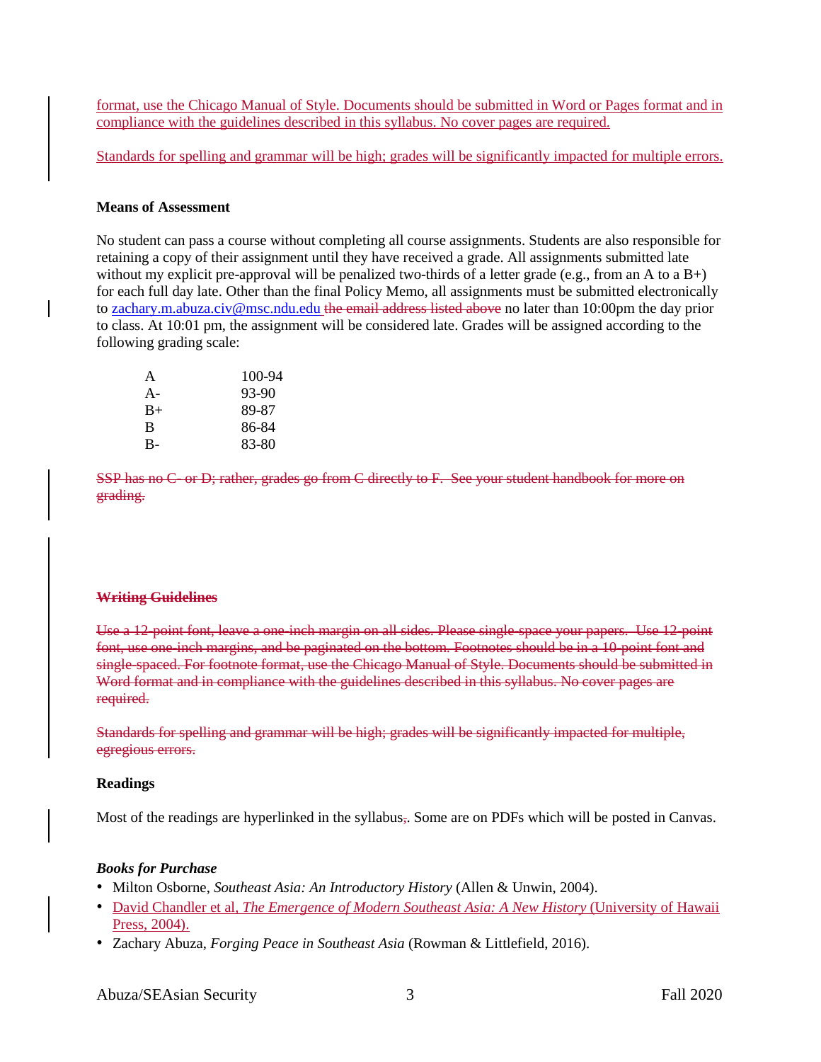format, use the Chicago Manual of Style. Documents should be submitted in Word or Pages format and in compliance with the guidelines described in this syllabus. No cover pages are required.

Standards for spelling and grammar will be high; grades will be significantly impacted for multiple errors.

**Means of Assessment**

No student can pass a course without completing all course assignments. Students are also responsible for retaining a copy of their assignment until they have received a grade. All assignments submitted late without my explicit pre-approval will be penalized two-thirds of a letter grade (e.g., from an A to a B+) for each full day late. Other than the final Policy Memo, all assignments must be submitted electronically to zachary.m.abuza.civ@msc.ndu.edu ~~the email address listed above~~ no later than 10:00pm the day prior to class. At 10:01 pm, the assignment will be considered late. Grades will be assigned according to the following grading scale:

| | |
|---|---|
| A | 100-94 |
| A- | 93-90 |
| B+ | 89-87 |
| B | 86-84 |
| B- | 83-80 |

~~SSP has no C- or D; rather, grades go from C directly to F. See your student handbook for more on grading.~~

~~**Writing Guidelines**~~

~~Use a 12-point font, leave a one-inch margin on all sides. Please single-space your papers. Use 12-point font, use one-inch margins, and be paginated on the bottom. Footnotes should be in a 10-point font and single-spaced. For footnote format, use the Chicago Manual of Style. Documents should be submitted in Word format and in compliance with the guidelines described in this syllabus. No cover pages are required.~~

~~Standards for spelling and grammar will be high; grades will be significantly impacted for multiple, egregious errors.~~

**Readings**

Most of the readings are hyperlinked in the syllabus~~,~~. Some are on PDFs which will be posted in Canvas.

***Books for Purchase***

- Milton Osborne, *Southeast Asia: An Introductory History* (Allen & Unwin, 2004).
- David Chandler et al, *The Emergence of Modern Southeast Asia: A New History* (University of Hawaii Press, 2004).
- Zachary Abuza, *Forging Peace in Southeast Asia* (Rowman & Littlefield, 2016).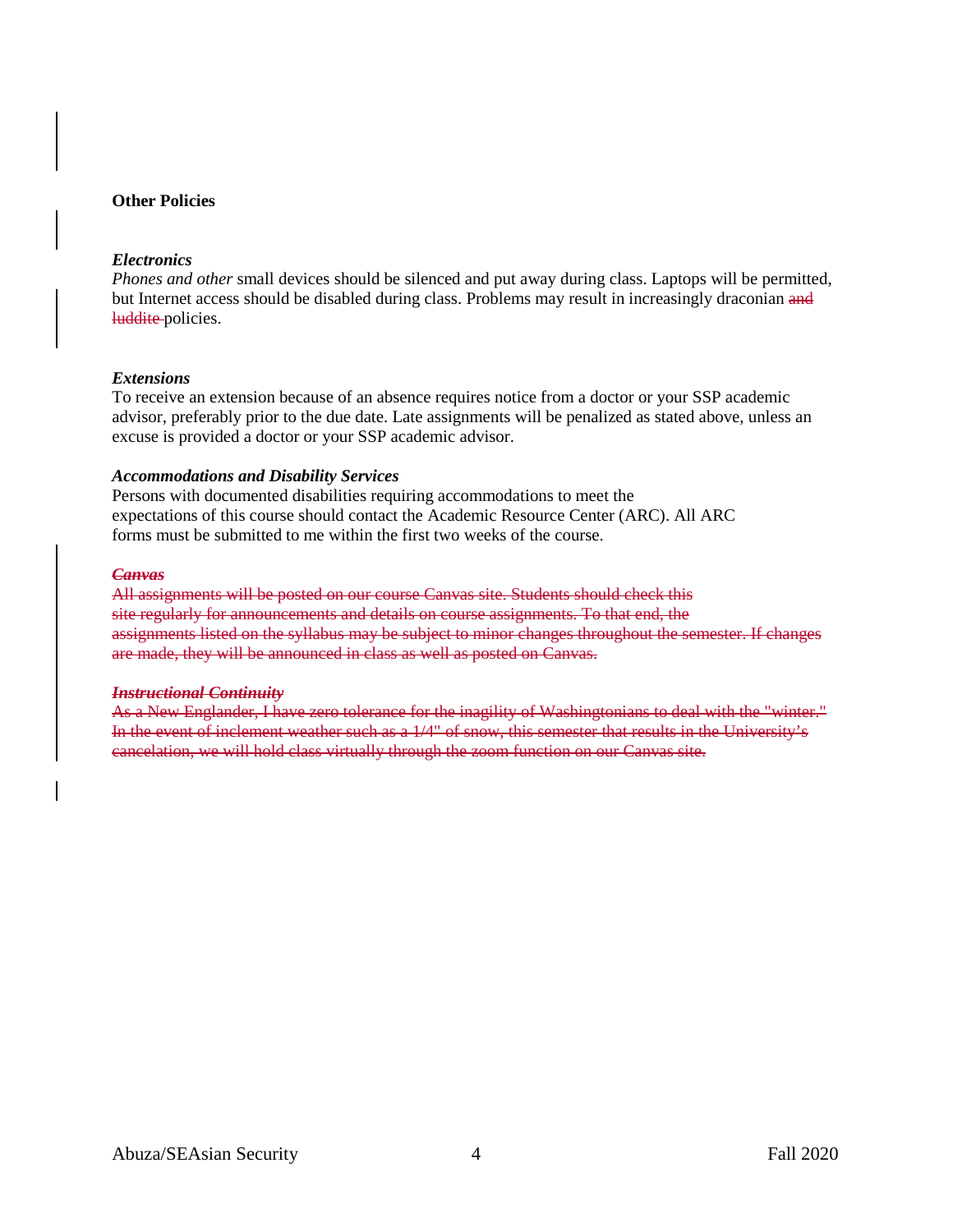**Other Policies**

***Electronics***
*Phones and other* small devices should be silenced and put away during class. Laptops will be permitted, but Internet access should be disabled during class. Problems may result in increasingly draconian ~~and luddite~~ policies.

***Extensions***
To receive an extension because of an absence requires notice from a doctor or your SSP academic advisor, preferably prior to the due date. Late assignments will be penalized as stated above, unless an excuse is provided a doctor or your SSP academic advisor.

***Accommodations and Disability Services***
Persons with documented disabilities requiring accommodations to meet the expectations of this course should contact the Academic Resource Center (ARC). All ARC forms must be submitted to me within the first two weeks of the course.

~~***Canvas***~~
~~All assignments will be posted on our course Canvas site. Students should check this site regularly for announcements and details on course assignments. To that end, the assignments listed on the syllabus may be subject to minor changes throughout the semester. If changes are made, they will be announced in class as well as posted on Canvas.~~

~~***Instructional Continuity***~~
~~As a New Englander, I have zero tolerance for the inagility of Washingtonians to deal with the "winter." In the event of inclement weather such as a 1/4" of snow, this semester that results in the University's cancelation, we will hold class virtually through the zoom function on our Canvas site.~~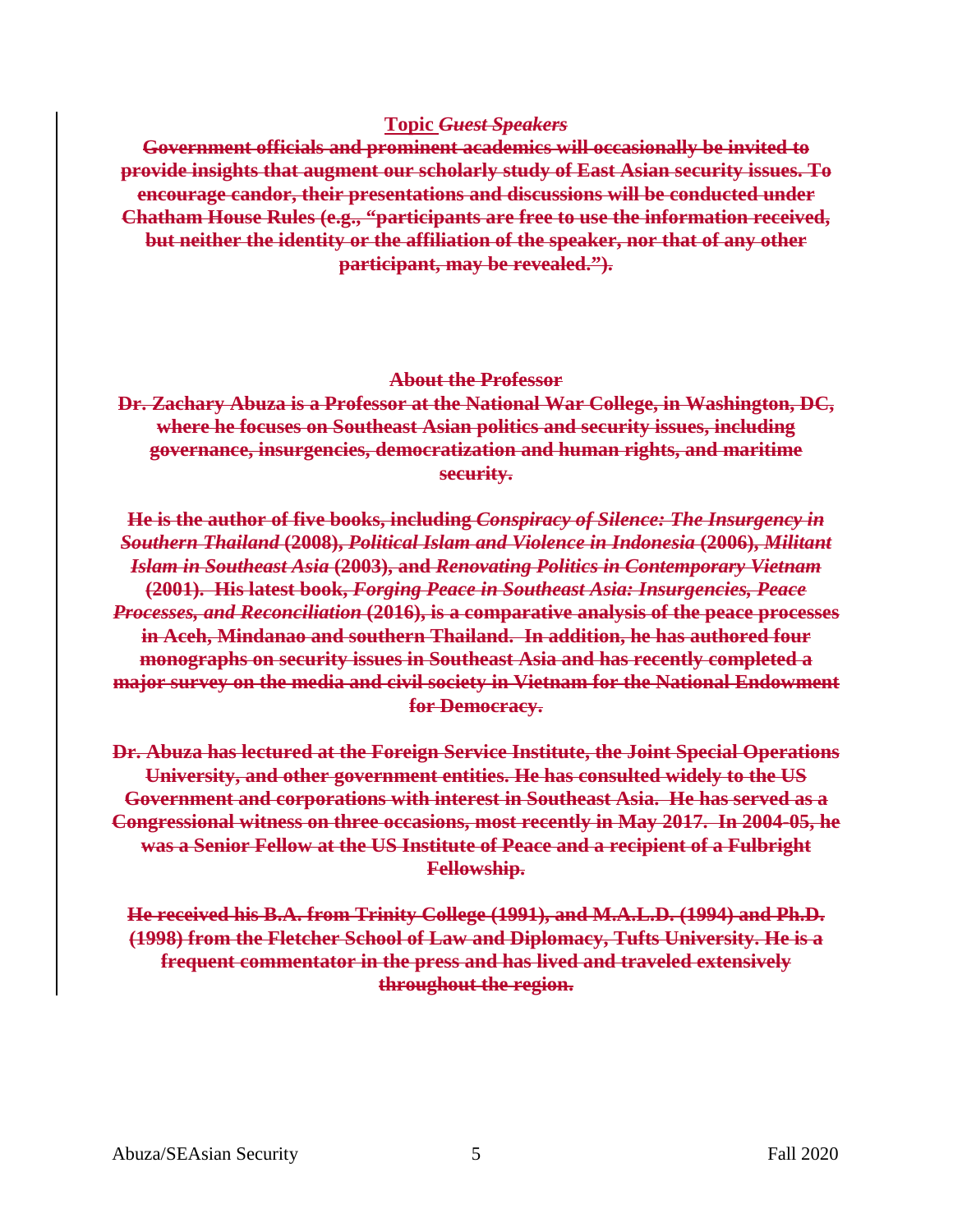**Topic** ~~***Guest Speakers***~~

~~**Government officials and prominent academics will occasionally be invited to provide insights that augment our scholarly study of East Asian security issues. To encourage candor, their presentations and discussions will be conducted under Chatham House Rules (e.g., "participants are free to use the information received, but neither the identity or the affiliation of the speaker, nor that of any other participant, may be revealed.").**~~

~~**About the Professor**~~

~~**Dr. Zachary Abuza is a Professor at the National War College, in Washington, DC, where he focuses on Southeast Asian politics and security issues, including governance, insurgencies, democratization and human rights, and maritime security.**~~

~~**He is the author of five books, including *Conspiracy of Silence: The Insurgency in Southern Thailand* (2008), *Political Islam and Violence in Indonesia* (2006), *Militant Islam in Southeast Asia* (2003), and *Renovating Politics in Contemporary Vietnam* (2001). His latest book, *Forging Peace in Southeast Asia: Insurgencies, Peace Processes, and Reconciliation* (2016), is a comparative analysis of the peace processes in Aceh, Mindanao and southern Thailand. In addition, he has authored four monographs on security issues in Southeast Asia and has recently completed a major survey on the media and civil society in Vietnam for the National Endowment for Democracy.**~~

~~**Dr. Abuza has lectured at the Foreign Service Institute, the Joint Special Operations University, and other government entities. He has consulted widely to the US Government and corporations with interest in Southeast Asia. He has served as a Congressional witness on three occasions, most recently in May 2017. In 2004-05, he was a Senior Fellow at the US Institute of Peace and a recipient of a Fulbright Fellowship.**~~

~~**He received his B.A. from Trinity College (1991), and M.A.L.D. (1994) and Ph.D. (1998) from the Fletcher School of Law and Diplomacy, Tufts University. He is a frequent commentator in the press and has lived and traveled extensively throughout the region.**~~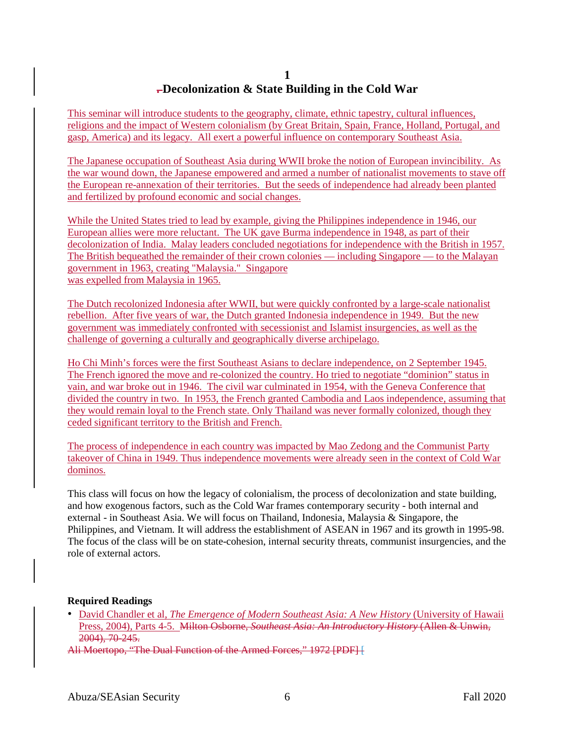## 1
## Decolonization & State Building in the Cold War

This seminar will introduce students to the geography, climate, ethnic tapestry, cultural influences, religions and the impact of Western colonialism (by Great Britain, Spain, France, Holland, Portugal, and gasp, America) and its legacy. All exert a powerful influence on contemporary Southeast Asia.

The Japanese occupation of Southeast Asia during WWII broke the notion of European invincibility. As the war wound down, the Japanese empowered and armed a number of nationalist movements to stave off the European re-annexation of their territories. But the seeds of independence had already been planted and fertilized by profound economic and social changes.

While the United States tried to lead by example, giving the Philippines independence in 1946, our European allies were more reluctant. The UK gave Burma independence in 1948, as part of their decolonization of India. Malay leaders concluded negotiations for independence with the British in 1957. The British bequeathed the remainder of their crown colonies — including Singapore — to the Malayan government in 1963, creating "Malaysia." Singapore was expelled from Malaysia in 1965.

The Dutch recolonized Indonesia after WWII, but were quickly confronted by a large-scale nationalist rebellion. After five years of war, the Dutch granted Indonesia independence in 1949. But the new government was immediately confronted with secessionist and Islamist insurgencies, as well as the challenge of governing a culturally and geographically diverse archipelago.

Ho Chi Minh's forces were the first Southeast Asians to declare independence, on 2 September 1945. The French ignored the move and re-colonized the country. Ho tried to negotiate "dominion" status in vain, and war broke out in 1946. The civil war culminated in 1954, with the Geneva Conference that divided the country in two. In 1953, the French granted Cambodia and Laos independence, assuming that they would remain loyal to the French state. Only Thailand was never formally colonized, though they ceded significant territory to the British and French.

The process of independence in each country was impacted by Mao Zedong and the Communist Party takeover of China in 1949. Thus independence movements were already seen in the context of Cold War dominos.

This class will focus on how the legacy of colonialism, the process of decolonization and state building, and how exogenous factors, such as the Cold War frames contemporary security - both internal and external - in Southeast Asia. We will focus on Thailand, Indonesia, Malaysia & Singapore, the Philippines, and Vietnam. It will address the establishment of ASEAN in 1967 and its growth in 1995-98. The focus of the class will be on state-cohesion, internal security threats, communist insurgencies, and the role of external actors.

**Required Readings**

- David Chandler et al, *The Emergence of Modern Southeast Asia: A New History* (University of Hawaii Press, 2004), Parts 4-5. ~~Milton Osborne, *Southeast Asia: An Introductory History* (Allen & Unwin, 2004), 70-245.~~

~~Ali Moertopo, "The Dual Function of the Armed Forces," 1972 [PDF]~~ [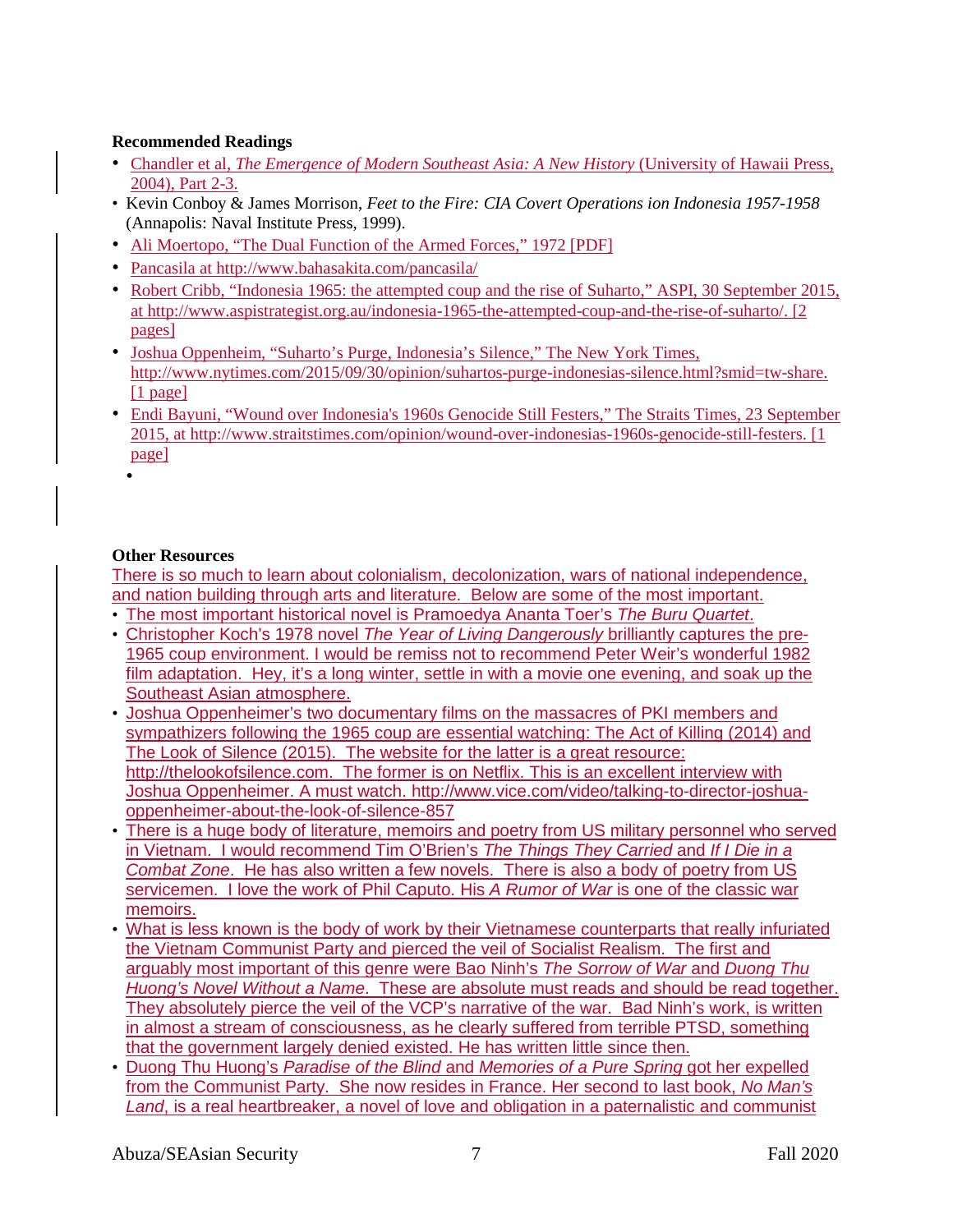**Recommended Readings**

- Chandler et al, *The Emergence of Modern Southeast Asia: A New History* (University of Hawaii Press, 2004), Part 2-3.
- Kevin Conboy & James Morrison, *Feet to the Fire: CIA Covert Operations ion Indonesia 1957-1958* (Annapolis: Naval Institute Press, 1999).
- Ali Moertopo, "The Dual Function of the Armed Forces," 1972 [PDF]
- Pancasila at http://www.bahasakita.com/pancasila/
- Robert Cribb, "Indonesia 1965: the attempted coup and the rise of Suharto," ASPI, 30 September 2015, at http://www.aspistrategist.org.au/indonesia-1965-the-attempted-coup-and-the-rise-of-suharto/. [2 pages]
- Joshua Oppenheim, "Suharto's Purge, Indonesia's Silence," The New York Times, http://www.nytimes.com/2015/09/30/opinion/suhartos-purge-indonesias-silence.html?smid=tw-share. [1 page]
- Endi Bayuni, "Wound over Indonesia's 1960s Genocide Still Festers," The Straits Times, 23 September 2015, at http://www.straitstimes.com/opinion/wound-over-indonesias-1960s-genocide-still-festers. [1 page]
-

**Other Resources**

There is so much to learn about colonialism, decolonization, wars of national independence, and nation building through arts and literature. Below are some of the most important.

- The most important historical novel is Pramoedya Ananta Toer's *The Buru Quartet*.
- Christopher Koch's 1978 novel *The Year of Living Dangerously* brilliantly captures the pre-1965 coup environment. I would be remiss not to recommend Peter Weir's wonderful 1982 film adaptation. Hey, it's a long winter, settle in with a movie one evening, and soak up the Southeast Asian atmosphere.
- Joshua Oppenheimer's two documentary films on the massacres of PKI members and sympathizers following the 1965 coup are essential watching: The Act of Killing (2014) and The Look of Silence (2015). The website for the latter is a great resource: http://thelookofsilence.com. The former is on Netflix. This is an excellent interview with Joshua Oppenheimer. A must watch. http://www.vice.com/video/talking-to-director-joshua-oppenheimer-about-the-look-of-silence-857
- There is a huge body of literature, memoirs and poetry from US military personnel who served in Vietnam. I would recommend Tim O'Brien's *The Things They Carried* and *If I Die in a Combat Zone*. He has also written a few novels. There is also a body of poetry from US servicemen. I love the work of Phil Caputo. His *A Rumor of War* is one of the classic war memoirs.
- What is less known is the body of work by their Vietnamese counterparts that really infuriated the Vietnam Communist Party and pierced the veil of Socialist Realism. The first and arguably most important of this genre were Bao Ninh's *The Sorrow of War* and *Duong Thu Huong's Novel Without a Name*. These are absolute must reads and should be read together. They absolutely pierce the veil of the VCP's narrative of the war. Bad Ninh's work, is written in almost a stream of consciousness, as he clearly suffered from terrible PTSD, something that the government largely denied existed. He has written little since then.
- Duong Thu Huong's *Paradise of the Blind* and *Memories of a Pure Spring* got her expelled from the Communist Party. She now resides in France. Her second to last book, *No Man's Land*, is a real heartbreaker, a novel of love and obligation in a paternalistic and communist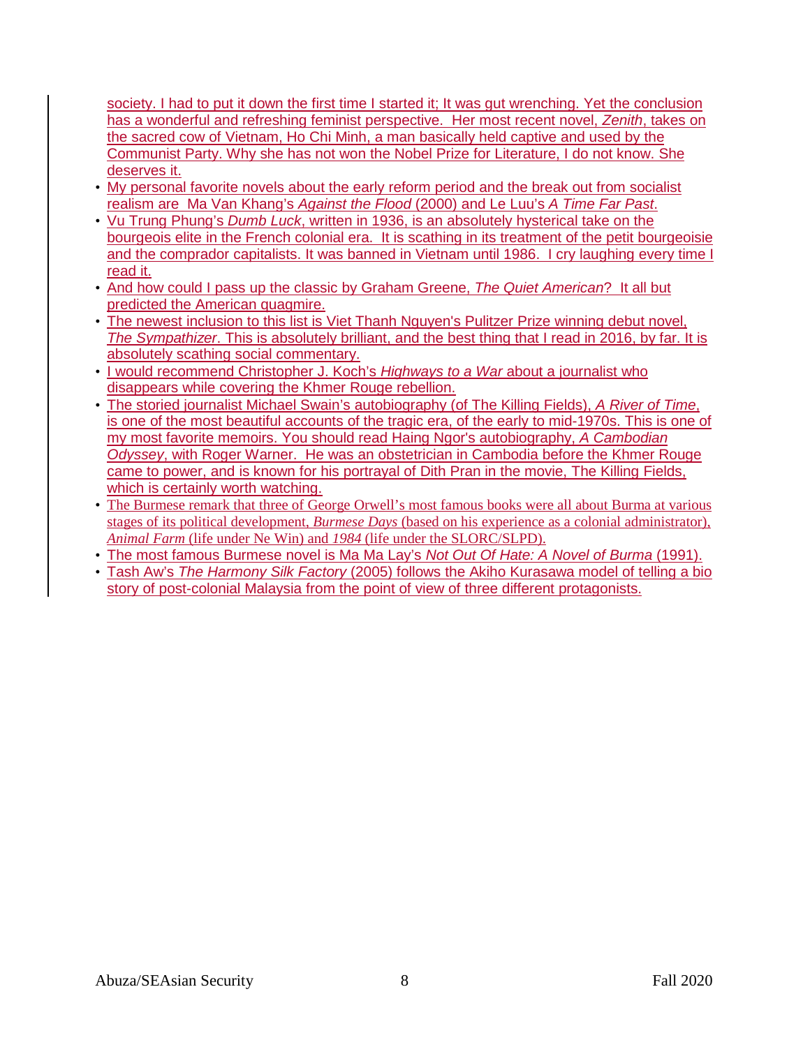society. I had to put it down the first time I started it; It was gut wrenching. Yet the conclusion has a wonderful and refreshing feminist perspective. Her most recent novel, *Zenith*, takes on the sacred cow of Vietnam, Ho Chi Minh, a man basically held captive and used by the Communist Party. Why she has not won the Nobel Prize for Literature, I do not know. She deserves it.

- My personal favorite novels about the early reform period and the break out from socialist realism are Ma Van Khang's *Against the Flood* (2000) and Le Luu's *A Time Far Past*.
- Vu Trung Phung's *Dumb Luck*, written in 1936, is an absolutely hysterical take on the bourgeois elite in the French colonial era. It is scathing in its treatment of the petit bourgeoisie and the comprador capitalists. It was banned in Vietnam until 1986. I cry laughing every time I read it.
- And how could I pass up the classic by Graham Greene, *The Quiet American*? It all but predicted the American quagmire.
- The newest inclusion to this list is Viet Thanh Nguyen's Pulitzer Prize winning debut novel, *The Sympathizer*. This is absolutely brilliant, and the best thing that I read in 2016, by far. It is absolutely scathing social commentary.
- I would recommend Christopher J. Koch's *Highways to a War* about a journalist who disappears while covering the Khmer Rouge rebellion.
- The storied journalist Michael Swain's autobiography (of The Killing Fields), *A River of Time*, is one of the most beautiful accounts of the tragic era, of the early to mid-1970s. This is one of my most favorite memoirs. You should read Haing Ngor's autobiography, *A Cambodian Odyssey*, with Roger Warner. He was an obstetrician in Cambodia before the Khmer Rouge came to power, and is known for his portrayal of Dith Pran in the movie, The Killing Fields, which is certainly worth watching.
- The Burmese remark that three of George Orwell's most famous books were all about Burma at various stages of its political development, *Burmese Days* (based on his experience as a colonial administrator), *Animal Farm* (life under Ne Win) and *1984* (life under the SLORC/SLPD).
- The most famous Burmese novel is Ma Ma Lay's *Not Out Of Hate: A Novel of Burma* (1991).
- Tash Aw's *The Harmony Silk Factory* (2005) follows the Akiho Kurasawa model of telling a bio story of post-colonial Malaysia from the point of view of three different protagonists.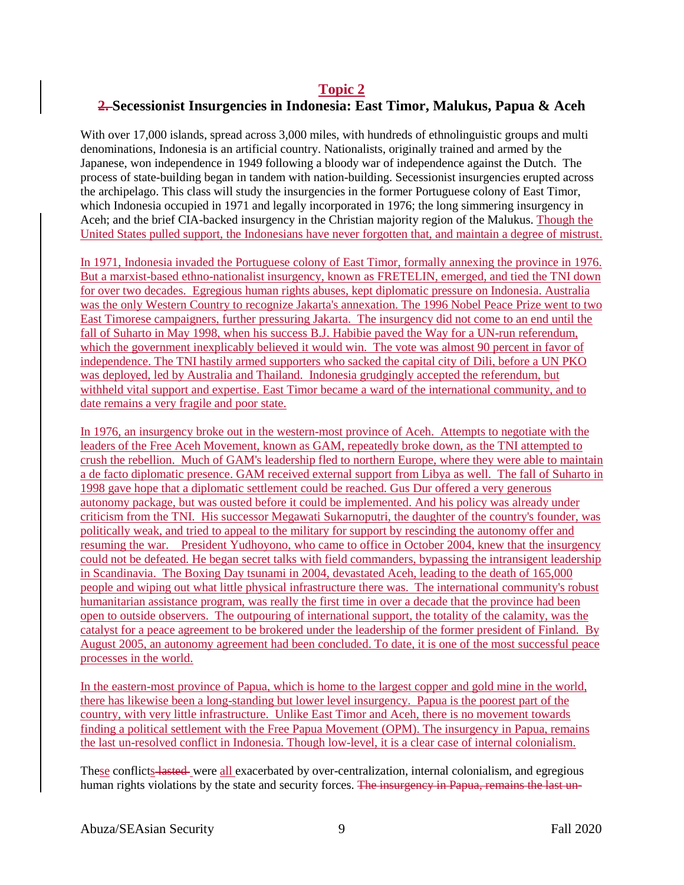## Topic 2

## ~~2.~~ Secessionist Insurgencies in Indonesia: East Timor, Malukus, Papua & Aceh

With over 17,000 islands, spread across 3,000 miles, with hundreds of ethnolinguistic groups and multi denominations, Indonesia is an artificial country. Nationalists, originally trained and armed by the Japanese, won independence in 1949 following a bloody war of independence against the Dutch. The process of state-building began in tandem with nation-building. Secessionist insurgencies erupted across the archipelago. This class will study the insurgencies in the former Portuguese colony of East Timor, which Indonesia occupied in 1971 and legally incorporated in 1976; the long simmering insurgency in Aceh; and the brief CIA-backed insurgency in the Christian majority region of the Malukus. Though the United States pulled support, the Indonesians have never forgotten that, and maintain a degree of mistrust.

In 1971, Indonesia invaded the Portuguese colony of East Timor, formally annexing the province in 1976. But a marxist-based ethno-nationalist insurgency, known as FRETELIN, emerged, and tied the TNI down for over two decades. Egregious human rights abuses, kept diplomatic pressure on Indonesia. Australia was the only Western Country to recognize Jakarta's annexation. The 1996 Nobel Peace Prize went to two East Timorese campaigners, further pressuring Jakarta. The insurgency did not come to an end until the fall of Suharto in May 1998, when his success B.J. Habibie paved the Way for a UN-run referendum, which the government inexplicably believed it would win. The vote was almost 90 percent in favor of independence. The TNI hastily armed supporters who sacked the capital city of Dili, before a UN PKO was deployed, led by Australia and Thailand. Indonesia grudgingly accepted the referendum, but withheld vital support and expertise. East Timor became a ward of the international community, and to date remains a very fragile and poor state.

In 1976, an insurgency broke out in the western-most province of Aceh. Attempts to negotiate with the leaders of the Free Aceh Movement, known as GAM, repeatedly broke down, as the TNI attempted to crush the rebellion. Much of GAM's leadership fled to northern Europe, where they were able to maintain a de facto diplomatic presence. GAM received external support from Libya as well. The fall of Suharto in 1998 gave hope that a diplomatic settlement could be reached. Gus Dur offered a very generous autonomy package, but was ousted before it could be implemented. And his policy was already under criticism from the TNI. His successor Megawati Sukarnoputri, the daughter of the country's founder, was politically weak, and tried to appeal to the military for support by rescinding the autonomy offer and resuming the war. President Yudhoyono, who came to office in October 2004, knew that the insurgency could not be defeated. He began secret talks with field commanders, bypassing the intransigent leadership in Scandinavia. The Boxing Day tsunami in 2004, devastated Aceh, leading to the death of 165,000 people and wiping out what little physical infrastructure there was. The international community's robust humanitarian assistance program, was really the first time in over a decade that the province had been open to outside observers. The outpouring of international support, the totality of the calamity, was the catalyst for a peace agreement to be brokered under the leadership of the former president of Finland. By August 2005, an autonomy agreement had been concluded. To date, it is one of the most successful peace processes in the world.

In the eastern-most province of Papua, which is home to the largest copper and gold mine in the world, there has likewise been a long-standing but lower level insurgency. Papua is the poorest part of the country, with very little infrastructure. Unlike East Timor and Aceh, there is no movement towards finding a political settlement with the Free Papua Movement (OPM). The insurgency in Papua, remains the last un-resolved conflict in Indonesia. Though low-level, it is a clear case of internal colonialism.

These conflicts ~~lasted~~ were all exacerbated by over-centralization, internal colonialism, and egregious human rights violations by the state and security forces. ~~The insurgency in Papua, remains the last un-~~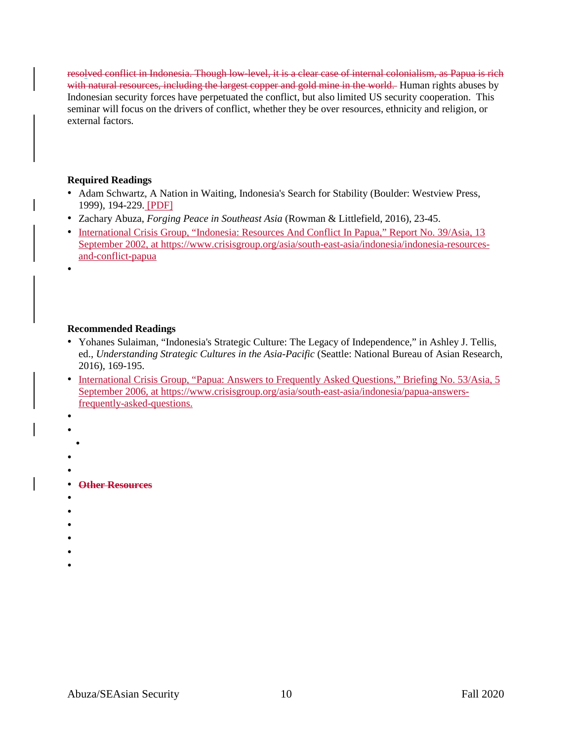resolved conflict in Indonesia. Though low-level, it is a clear case of internal colonialism, as Papua is rich with natural resources, including the largest copper and gold mine in the world. Human rights abuses by Indonesian security forces have perpetuated the conflict, but also limited US security cooperation. This seminar will focus on the drivers of conflict, whether they be over resources, ethnicity and religion, or external factors.

**Required Readings**

- Adam Schwartz, A Nation in Waiting, Indonesia's Search for Stability (Boulder: Westview Press, 1999), 194-229. [PDF]
- Zachary Abuza, *Forging Peace in Southeast Asia* (Rowman & Littlefield, 2016), 23-45.
- International Crisis Group, "Indonesia: Resources And Conflict In Papua," Report No. 39/Asia, 13 September 2002, at https://www.crisisgroup.org/asia/south-east-asia/indonesia/indonesia-resources-and-conflict-papua

**Recommended Readings**

- Yohanes Sulaiman, "Indonesia's Strategic Culture: The Legacy of Independence," in Ashley J. Tellis, ed., *Understanding Strategic Cultures in the Asia-Pacific* (Seattle: National Bureau of Asian Research, 2016), 169-195.
- International Crisis Group, "Papua: Answers to Frequently Asked Questions," Briefing No. 53/Asia, 5 September 2006, at https://www.crisisgroup.org/asia/south-east-asia/indonesia/papua-answers-frequently-asked-questions.
- **Other Resources**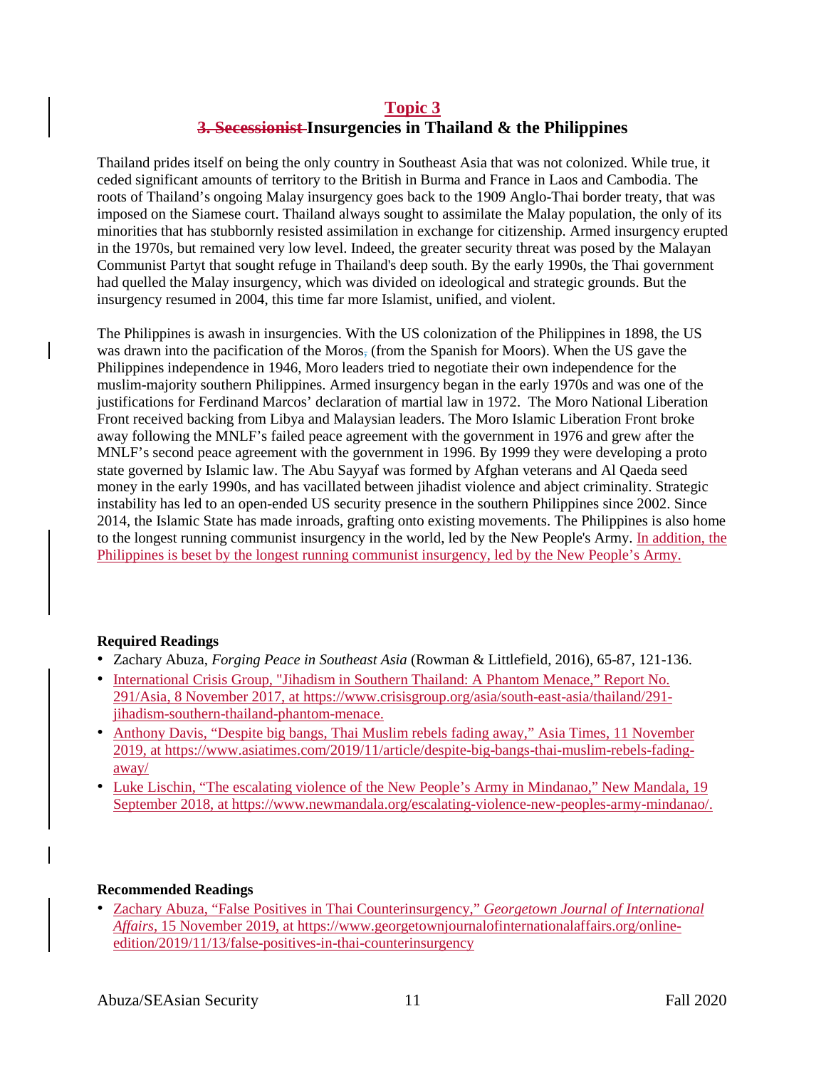## Topic 3

## ~~3. Secessionist~~ Insurgencies in Thailand & the Philippines

Thailand prides itself on being the only country in Southeast Asia that was not colonized. While true, it ceded significant amounts of territory to the British in Burma and France in Laos and Cambodia. The roots of Thailand's ongoing Malay insurgency goes back to the 1909 Anglo-Thai border treaty, that was imposed on the Siamese court. Thailand always sought to assimilate the Malay population, the only of its minorities that has stubbornly resisted assimilation in exchange for citizenship. Armed insurgency erupted in the 1970s, but remained very low level. Indeed, the greater security threat was posed by the Malayan Communist Partyt that sought refuge in Thailand's deep south. By the early 1990s, the Thai government had quelled the Malay insurgency, which was divided on ideological and strategic grounds. But the insurgency resumed in 2004, this time far more Islamist, unified, and violent.

The Philippines is awash in insurgencies. With the US colonization of the Philippines in 1898, the US was drawn into the pacification of the Moros~~,~~ (from the Spanish for Moors). When the US gave the Philippines independence in 1946, Moro leaders tried to negotiate their own independence for the muslim-majority southern Philippines. Armed insurgency began in the early 1970s and was one of the justifications for Ferdinand Marcos' declaration of martial law in 1972. The Moro National Liberation Front received backing from Libya and Malaysian leaders. The Moro Islamic Liberation Front broke away following the MNLF's failed peace agreement with the government in 1976 and grew after the MNLF's second peace agreement with the government in 1996. By 1999 they were developing a proto state governed by Islamic law. The Abu Sayyaf was formed by Afghan veterans and Al Qaeda seed money in the early 1990s, and has vacillated between jihadist violence and abject criminality. Strategic instability has led to an open-ended US security presence in the southern Philippines since 2002. Since 2014, the Islamic State has made inroads, grafting onto existing movements. The Philippines is also home to the longest running communist insurgency in the world, led by the New People's Army. In addition, the Philippines is beset by the longest running communist insurgency, led by the New People's Army.

**Required Readings**

- Zachary Abuza, *Forging Peace in Southeast Asia* (Rowman & Littlefield, 2016), 65-87, 121-136.
- International Crisis Group, "Jihadism in Southern Thailand: A Phantom Menace," Report No. 291/Asia, 8 November 2017, at https://www.crisisgroup.org/asia/south-east-asia/thailand/291-jihadism-southern-thailand-phantom-menace.
- Anthony Davis, "Despite big bangs, Thai Muslim rebels fading away," Asia Times, 11 November 2019, at https://www.asiatimes.com/2019/11/article/despite-big-bangs-thai-muslim-rebels-fading-away/
- Luke Lischin, "The escalating violence of the New People's Army in Mindanao," New Mandala, 19 September 2018, at https://www.newmandala.org/escalating-violence-new-peoples-army-mindanao/.

**Recommended Readings**

- Zachary Abuza, "False Positives in Thai Counterinsurgency," *Georgetown Journal of International Affairs*, 15 November 2019, at https://www.georgetownjournalofinternationalaffairs.org/online-edition/2019/11/13/false-positives-in-thai-counterinsurgency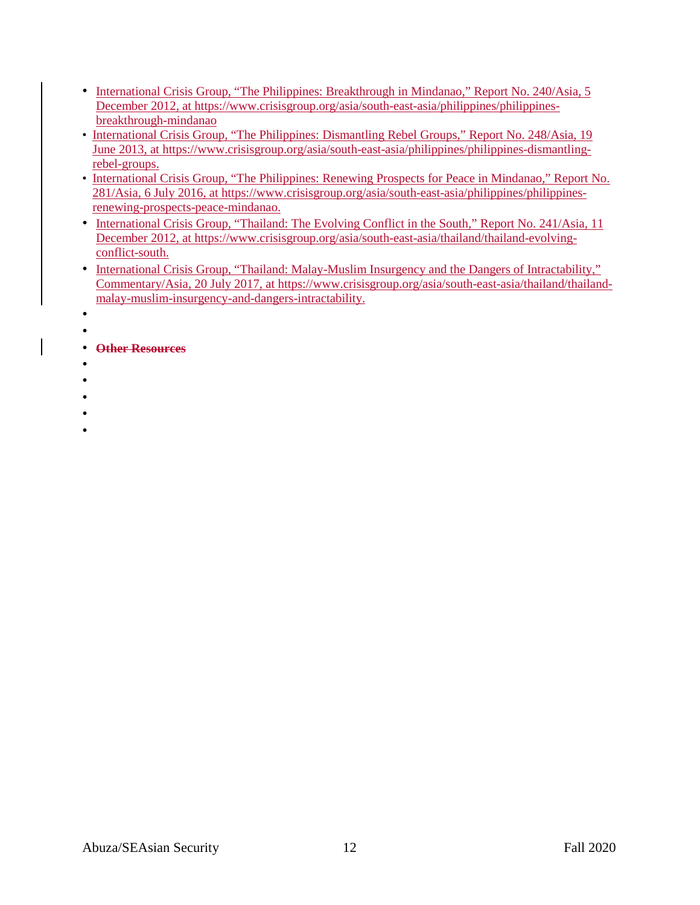- International Crisis Group, "The Philippines: Breakthrough in Mindanao," Report No. 240/Asia, 5 December 2012, at https://www.crisisgroup.org/asia/south-east-asia/philippines/philippines-breakthrough-mindanao
- International Crisis Group, "The Philippines: Dismantling Rebel Groups," Report No. 248/Asia, 19 June 2013, at https://www.crisisgroup.org/asia/south-east-asia/philippines/philippines-dismantling-rebel-groups.
- International Crisis Group, "The Philippines: Renewing Prospects for Peace in Mindanao," Report No. 281/Asia, 6 July 2016, at https://www.crisisgroup.org/asia/south-east-asia/philippines/philippines-renewing-prospects-peace-mindanao.
- International Crisis Group, "Thailand: The Evolving Conflict in the South," Report No. 241/Asia, 11 December 2012, at https://www.crisisgroup.org/asia/south-east-asia/thailand/thailand-evolving-conflict-south.
- International Crisis Group, "Thailand: Malay-Muslim Insurgency and the Dangers of Intractability," Commentary/Asia, 20 July 2017, at https://www.crisisgroup.org/asia/south-east-asia/thailand/thailand-malay-muslim-insurgency-and-dangers-intractability.
- ~~**Other Resources**~~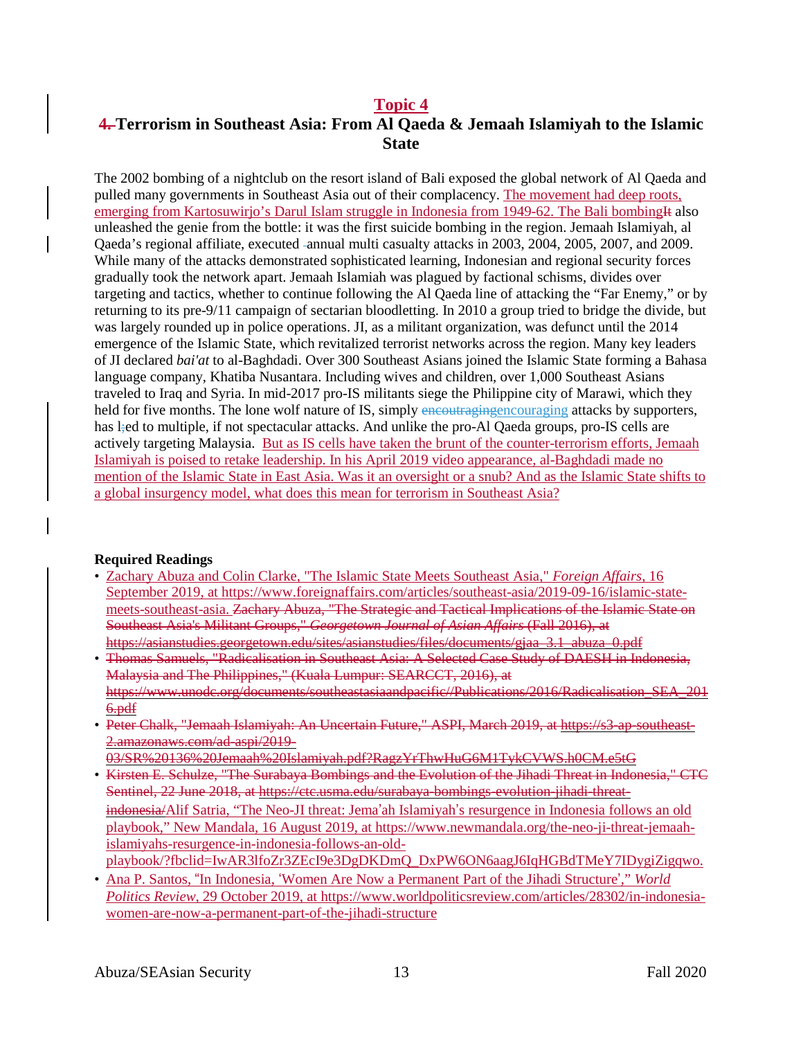## Topic 4

## ~~4.~~ Terrorism in Southeast Asia: From Al Qaeda & Jemaah Islamiyah to the Islamic State

The 2002 bombing of a nightclub on the resort island of Bali exposed the global network of Al Qaeda and pulled many governments in Southeast Asia out of their complacency. The movement had deep roots, emerging from Kartosuwirjo's Darul Islam struggle in Indonesia from 1949-62. The Bali bombing~~It~~ also unleashed the genie from the bottle: it was the first suicide bombing in the region. Jemaah Islamiyah, al Qaeda's regional affiliate, executed annual multi casualty attacks in 2003, 2004, 2005, 2007, and 2009. While many of the attacks demonstrated sophisticated learning, Indonesian and regional security forces gradually took the network apart. Jemaah Islamiah was plagued by factional schisms, divides over targeting and tactics, whether to continue following the Al Qaeda line of attacking the "Far Enemy," or by returning to its pre-9/11 campaign of sectarian bloodletting. In 2010 a group tried to bridge the divide, but was largely rounded up in police operations. JI, as a militant organization, was defunct until the 2014 emergence of the Islamic State, which revitalized terrorist networks across the region. Many key leaders of JI declared *bai'at* to al-Baghdadi. Over 300 Southeast Asians joined the Islamic State forming a Bahasa language company, Khatiba Nusantara. Including wives and children, over 1,000 Southeast Asians traveled to Iraq and Syria. In mid-2017 pro-IS militants siege the Philippine city of Marawi, which they held for five months. The lone wolf nature of IS, simply ~~encoutraging~~encouraging attacks by supporters, has l~~;~~ed to multiple, if not spectacular attacks. And unlike the pro-Al Qaeda groups, pro-IS cells are actively targeting Malaysia. But as IS cells have taken the brunt of the counter-terrorism efforts, Jemaah Islamiyah is poised to retake leadership. In his April 2019 video appearance, al-Baghdadi made no mention of the Islamic State in East Asia. Was it an oversight or a snub? And as the Islamic State shifts to a global insurgency model, what does this mean for terrorism in Southeast Asia?

**Required Readings**

- Zachary Abuza and Colin Clarke, "The Islamic State Meets Southeast Asia," *Foreign Affairs*, 16 September 2019, at https://www.foreignaffairs.com/articles/southeast-asia/2019-09-16/islamic-state-meets-southeast-asia. ~~Zachary Abuza, "The Strategic and Tactical Implications of the Islamic State on Southeast Asia's Militant Groups," *Georgetown Journal of Asian Affairs* (Fall 2016), at https://asianstudies.georgetown.edu/sites/asianstudies/files/documents/gjaa_3.1_abuza_0.pdf~~
- ~~Thomas Samuels, "Radicalisation in Southeast Asia: A Selected Case Study of DAESH in Indonesia, Malaysia and The Philippines," (Kuala Lumpur: SEARCCT, 2016), at https://www.unodc.org/documents/southeastasiaandpacific//Publications/2016/Radicalisation_SEA_2016.pdf~~
- ~~Peter Chalk, "Jemaah Islamiyah: An Uncertain Future," ASPI, March 2019, at https://s3-ap-southeast-2.amazonaws.com/ad-aspi/2019-03/SR%20136%20Jemaah%20Islamiyah.pdf?RagzYrThwHuG6M1TykCVWS.h0CM.e5tG~~
- ~~Kirsten E. Schulze, "The Surabaya Bombings and the Evolution of the Jihadi Threat in Indonesia," CTC Sentinel, 22 June 2018, at https://ctc.usma.edu/surabaya-bombings-evolution-jihadi-threat-indonesia/~~Alif Satria, "The Neo-JI threat: Jema'ah Islamiyah's resurgence in Indonesia follows an old playbook," New Mandala, 16 August 2019, at https://www.newmandala.org/the-neo-ji-threat-jemaah-islamiyahs-resurgence-in-indonesia-follows-an-old-playbook/?fbclid=IwAR3lfoZr3ZEcI9e3DgDKDmQ_DxPW6ON6aagJ6IqHGBdTMeY7IDygiZigqwo.
- Ana P. Santos, "In Indonesia, 'Women Are Now a Permanent Part of the Jihadi Structure'," *World Politics Review*, 29 October 2019, at https://www.worldpoliticsreview.com/articles/28302/in-indonesia-women-are-now-a-permanent-part-of-the-jihadi-structure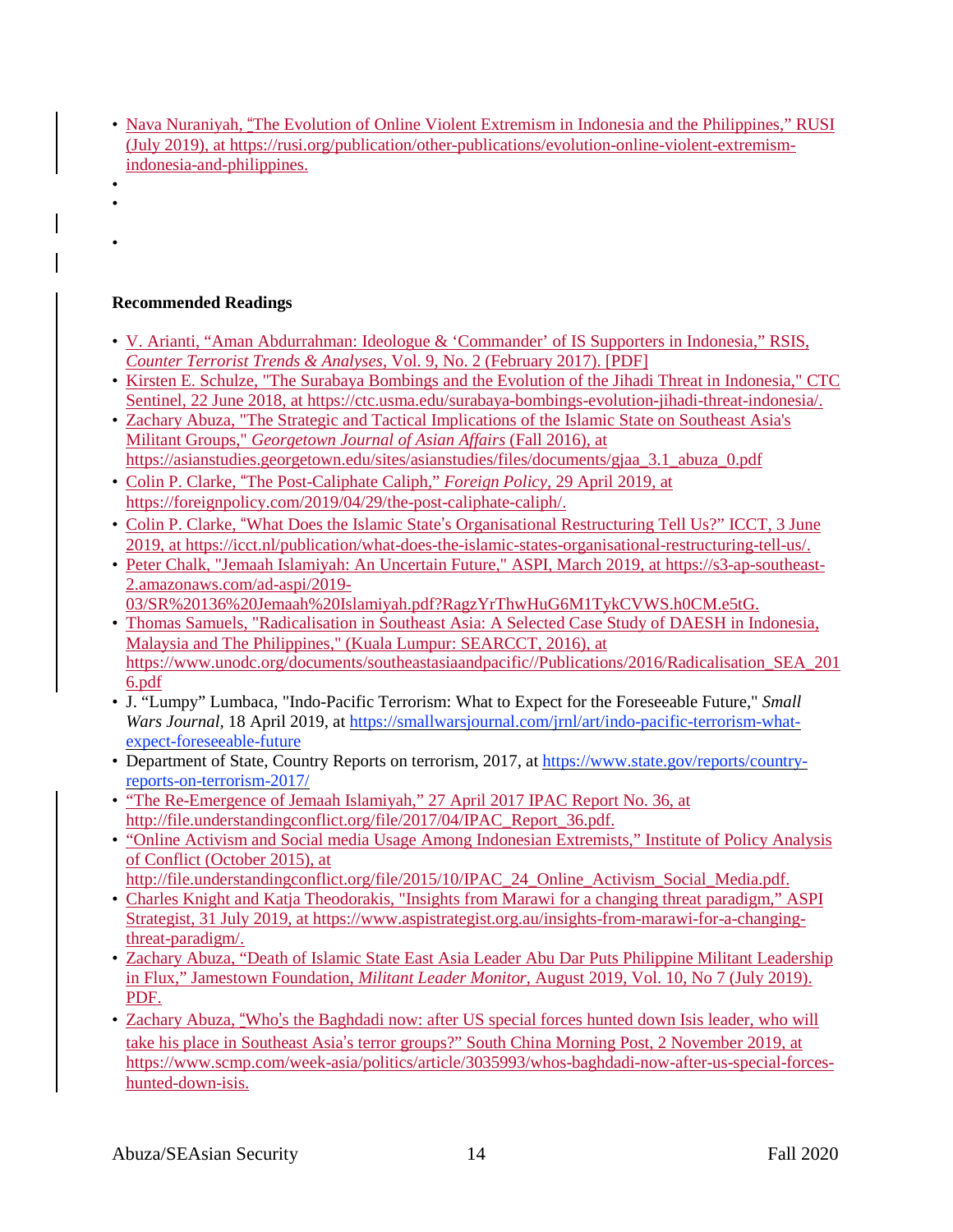- Nava Nuraniyah, "The Evolution of Online Violent Extremism in Indonesia and the Philippines," RUSI (July 2019), at https://rusi.org/publication/other-publications/evolution-online-violent-extremism-indonesia-and-philippines.
- 
- 
- 

**Recommended Readings**

- V. Arianti, "Aman Abdurrahman: Ideologue & 'Commander' of IS Supporters in Indonesia," RSIS, *Counter Terrorist Trends & Analyses*, Vol. 9, No. 2 (February 2017). [PDF]
- Kirsten E. Schulze, "The Surabaya Bombings and the Evolution of the Jihadi Threat in Indonesia," CTC Sentinel, 22 June 2018, at https://ctc.usma.edu/surabaya-bombings-evolution-jihadi-threat-indonesia/.
- Zachary Abuza, "The Strategic and Tactical Implications of the Islamic State on Southeast Asia's Militant Groups," *Georgetown Journal of Asian Affairs* (Fall 2016), at https://asianstudies.georgetown.edu/sites/asianstudies/files/documents/gjaa_3.1_abuza_0.pdf
- Colin P. Clarke, "The Post-Caliphate Caliph," *Foreign Policy*, 29 April 2019, at https://foreignpolicy.com/2019/04/29/the-post-caliphate-caliph/.
- Colin P. Clarke, "What Does the Islamic State's Organisational Restructuring Tell Us?" ICCT, 3 June 2019, at https://icct.nl/publication/what-does-the-islamic-states-organisational-restructuring-tell-us/.
- Peter Chalk, "Jemaah Islamiyah: An Uncertain Future," ASPI, March 2019, at https://s3-ap-southeast-2.amazonaws.com/ad-aspi/2019-03/SR%20136%20Jemaah%20Islamiyah.pdf?RagzYrThwHuG6M1TykCVWS.h0CM.e5tG.
- Thomas Samuels, "Radicalisation in Southeast Asia: A Selected Case Study of DAESH in Indonesia, Malaysia and The Philippines," (Kuala Lumpur: SEARCCT, 2016), at https://www.unodc.org/documents/southeastasiaandpacific//Publications/2016/Radicalisation_SEA_2016.pdf
- J. "Lumpy" Lumbaca, "Indo-Pacific Terrorism: What to Expect for the Foreseeable Future," *Small Wars Journal*, 18 April 2019, at https://smallwarsjournal.com/jrnl/art/indo-pacific-terrorism-what-expect-foreseeable-future
- Department of State, Country Reports on terrorism, 2017, at https://www.state.gov/reports/country-reports-on-terrorism-2017/
- "The Re-Emergence of Jemaah Islamiyah," 27 April 2017 IPAC Report No. 36, at http://file.understandingconflict.org/file/2017/04/IPAC_Report_36.pdf.
- "Online Activism and Social media Usage Among Indonesian Extremists," Institute of Policy Analysis of Conflict (October 2015), at http://file.understandingconflict.org/file/2015/10/IPAC_24_Online_Activism_Social_Media.pdf.
- Charles Knight and Katja Theodorakis, "Insights from Marawi for a changing threat paradigm," ASPI Strategist, 31 July 2019, at https://www.aspistrategist.org.au/insights-from-marawi-for-a-changing-threat-paradigm/.
- Zachary Abuza, "Death of Islamic State East Asia Leader Abu Dar Puts Philippine Militant Leadership in Flux," Jamestown Foundation, *Militant Leader Monitor*, August 2019, Vol. 10, No 7 (July 2019). PDF.
- Zachary Abuza, "Who's the Baghdadi now: after US special forces hunted down Isis leader, who will take his place in Southeast Asia's terror groups?" South China Morning Post, 2 November 2019, at https://www.scmp.com/week-asia/politics/article/3035993/whos-baghdadi-now-after-us-special-forces-hunted-down-isis.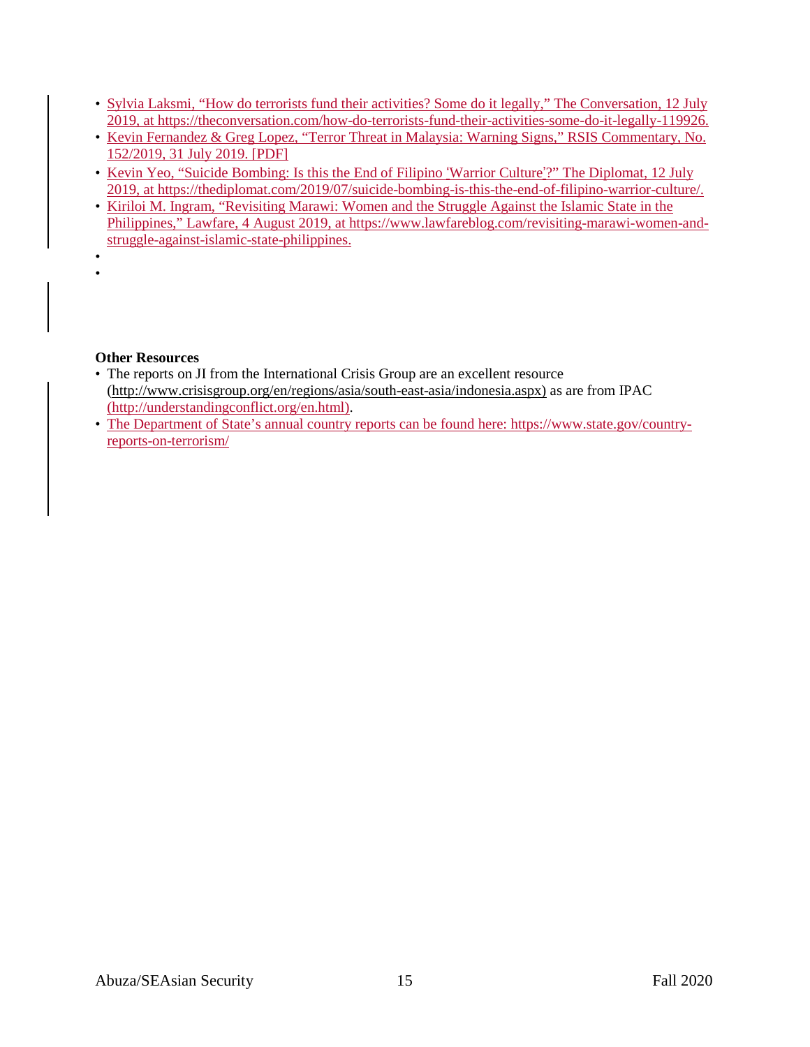- Sylvia Laksmi, "How do terrorists fund their activities? Some do it legally," The Conversation, 12 July 2019, at https://theconversation.com/how-do-terrorists-fund-their-activities-some-do-it-legally-119926.
- Kevin Fernandez & Greg Lopez, "Terror Threat in Malaysia: Warning Signs," RSIS Commentary, No. 152/2019, 31 July 2019. [PDF]
- Kevin Yeo, "Suicide Bombing: Is this the End of Filipino 'Warrior Culture'?" The Diplomat, 12 July 2019, at https://thediplomat.com/2019/07/suicide-bombing-is-this-the-end-of-filipino-warrior-culture/.
- Kiriloi M. Ingram, "Revisiting Marawi: Women and the Struggle Against the Islamic State in the Philippines," Lawfare, 4 August 2019, at https://www.lawfareblog.com/revisiting-marawi-women-and-struggle-against-islamic-state-philippines.

**Other Resources**

- The reports on JI from the International Crisis Group are an excellent resource (http://www.crisisgroup.org/en/regions/asia/south-east-asia/indonesia.aspx) as are from IPAC (http://understandingconflict.org/en.html).
- The Department of State's annual country reports can be found here: https://www.state.gov/country-reports-on-terrorism/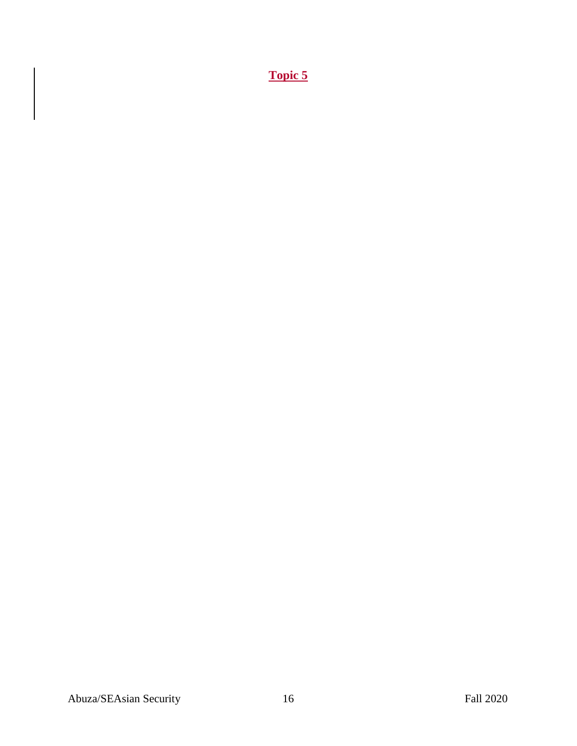**Topic 5**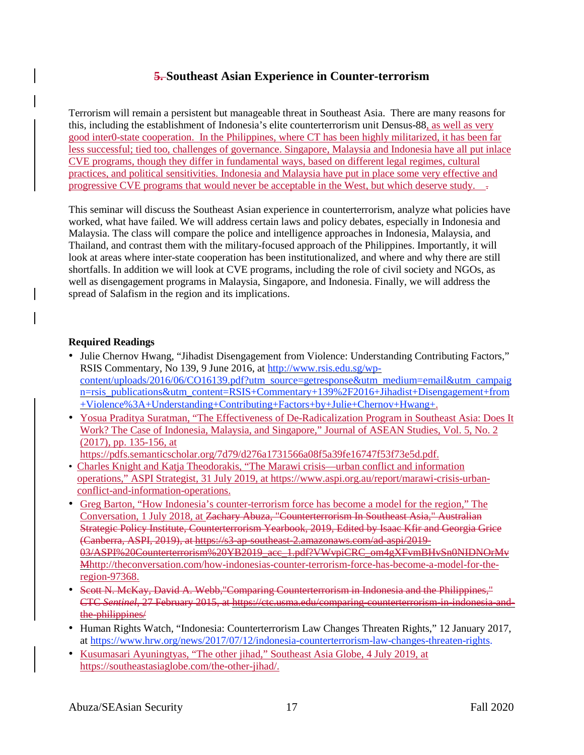## ~~5.~~ Southeast Asian Experience in Counter-terrorism

Terrorism will remain a persistent but manageable threat in Southeast Asia. There are many reasons for this, including the establishment of Indonesia's elite counterterrorism unit Densus-88, as well as very good inter0-state cooperation. In the Philippines, where CT has been highly militarized, it has been far less successful; tied too, challenges of governance. Singapore, Malaysia and Indonesia have all put inlace CVE programs, though they differ in fundamental ways, based on different legal regimes, cultural practices, and political sensitivities. Indonesia and Malaysia have put in place some very effective and progressive CVE programs that would never be acceptable in the West, but which deserve study. ~~.~~

This seminar will discuss the Southeast Asian experience in counterterrorism, analyze what policies have worked, what have failed. We will address certain laws and policy debates, especially in Indonesia and Malaysia. The class will compare the police and intelligence approaches in Indonesia, Malaysia, and Thailand, and contrast them with the military-focused approach of the Philippines. Importantly, it will look at areas where inter-state cooperation has been institutionalized, and where and why there are still shortfalls. In addition we will look at CVE programs, including the role of civil society and NGOs, as well as disengagement programs in Malaysia, Singapore, and Indonesia. Finally, we will address the spread of Salafism in the region and its implications.

**Required Readings**

- Julie Chernov Hwang, "Jihadist Disengagement from Violence: Understanding Contributing Factors," RSIS Commentary, No 139, 9 June 2016, at http://www.rsis.edu.sg/wp-content/uploads/2016/06/CO16139.pdf?utm_source=getresponse&utm_medium=email&utm_campaign=rsis_publications&utm_content=RSIS+Commentary+139%2F2016+Jihadist+Disengagement+from+Violence%3A+Understanding+Contributing+Factors+by+Julie+Chernov+Hwang+.
- Yosua Praditya Suratman, "The Effectiveness of De-Radicalization Program in Southeast Asia: Does It Work? The Case of Indonesia, Malaysia, and Singapore," Journal of ASEAN Studies, Vol. 5, No. 2 (2017), pp. 135-156, at https://pdfs.semanticscholar.org/7d79/d276a1731566a08f5a39fe16747f53f73e5d.pdf.
- Charles Knight and Katja Theodorakis, "The Marawi crisis—urban conflict and information operations," ASPI Strategist, 31 July 2019, at https://www.aspi.org.au/report/marawi-crisis-urban-conflict-and-information-operations.
- Greg Barton, "How Indonesia's counter-terrorism force has become a model for the region," The Conversation, 1 July 2018, at ~~Zachary Abuza, "Counterterrorism In Southeast Asia," Australian Strategic Policy Institute, Counterterrorism Yearbook, 2019, Edited by Isaac Kfir and Georgia Grice (Canberra, ASPI, 2019), at https://s3-ap-southeast-2.amazonaws.com/ad-aspi/2019-03/ASPI%20Counterterrorism%20YB2019_acc_1.pdf?VWvpiCRC_om4gXFvmBHvSn0NIDNOrMvM~~http://theconversation.com/how-indonesias-counter-terrorism-force-has-become-a-model-for-the-region-97368.
- ~~Scott N. McKay, David A. Webb, "Comparing Counterterrorism in Indonesia and the Philippines," CTC *Sentinel*, 27 February 2015, at https://ctc.usma.edu/comparing-counterterrorism-in-indonesia-and-the-philippines/~~
- Human Rights Watch, "Indonesia: Counterterrorism Law Changes Threaten Rights," 12 January 2017, at https://www.hrw.org/news/2017/07/12/indonesia-counterterrorism-law-changes-threaten-rights.
- Kusumasari Ayuningtyas, "The other jihad," Southeast Asia Globe, 4 July 2019, at https://southeastasiaglobe.com/the-other-jihad/.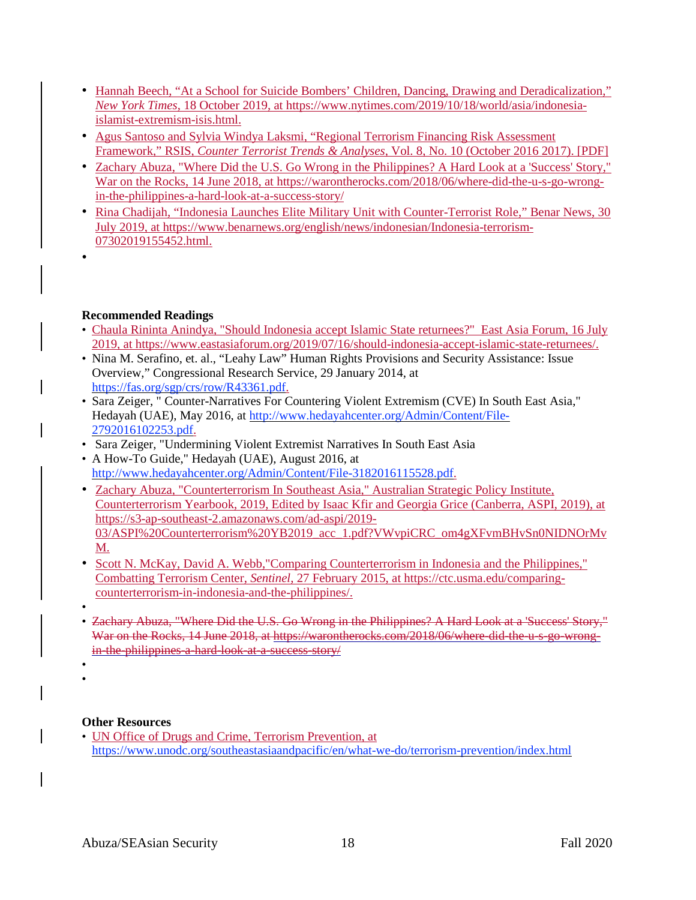- Hannah Beech, "At a School for Suicide Bombers' Children, Dancing, Drawing and Deradicalization," *New York Times*, 18 October 2019, at https://www.nytimes.com/2019/10/18/world/asia/indonesia-islamist-extremism-isis.html.
- Agus Santoso and Sylvia Windya Laksmi, "Regional Terrorism Financing Risk Assessment Framework," RSIS, *Counter Terrorist Trends & Analyses*, Vol. 8, No. 10 (October 2016 2017). [PDF]
- Zachary Abuza, "Where Did the U.S. Go Wrong in the Philippines? A Hard Look at a 'Success' Story," War on the Rocks, 14 June 2018, at https://warontherocks.com/2018/06/where-did-the-u-s-go-wrong-in-the-philippines-a-hard-look-at-a-success-story/
- Rina Chadijah, "Indonesia Launches Elite Military Unit with Counter-Terrorist Role," Benar News, 30 July 2019, at https://www.benarnews.org/english/news/indonesian/Indonesia-terrorism-07302019155452.html.

**Recommended Readings**

- Chaula Rininta Anindya, "Should Indonesia accept Islamic State returnees?" East Asia Forum, 16 July 2019, at https://www.eastasiaforum.org/2019/07/16/should-indonesia-accept-islamic-state-returnees/.
- Nina M. Serafino, et. al., "Leahy Law" Human Rights Provisions and Security Assistance: Issue Overview," Congressional Research Service, 29 January 2014, at https://fas.org/sgp/crs/row/R43361.pdf.
- Sara Zeiger, " Counter-Narratives For Countering Violent Extremism (CVE) In South East Asia," Hedayah (UAE), May 2016, at http://www.hedayahcenter.org/Admin/Content/File-2792016102253.pdf.
- Sara Zeiger, "Undermining Violent Extremist Narratives In South East Asia
- A How-To Guide," Hedayah (UAE), August 2016, at http://www.hedayahcenter.org/Admin/Content/File-3182016115528.pdf.
- Zachary Abuza, "Counterterrorism In Southeast Asia," Australian Strategic Policy Institute, Counterterrorism Yearbook, 2019, Edited by Isaac Kfir and Georgia Grice (Canberra, ASPI, 2019), at https://s3-ap-southeast-2.amazonaws.com/ad-aspi/2019-03/ASPI%20Counterterrorism%20YB2019_acc_1.pdf?VWvpiCRC_om4gXFvmBHvSn0NIDNOrMvM.
- Scott N. McKay, David A. Webb,"Comparing Counterterrorism in Indonesia and the Philippines," Combatting Terrorism Center, *Sentinel*, 27 February 2015, at https://ctc.usma.edu/comparing-counterterrorism-in-indonesia-and-the-philippines/.
- ~~Zachary Abuza, "Where Did the U.S. Go Wrong in the Philippines? A Hard Look at a 'Success' Story," War on the Rocks, 14 June 2018, at https://warontherocks.com/2018/06/where-did-the-u-s-go-wrong-in-the-philippines-a-hard-look-at-a-success-story/~~

**Other Resources**

- UN Office of Drugs and Crime, Terrorism Prevention, at https://www.unodc.org/southeastasiaandpacific/en/what-we-do/terrorism-prevention/index.html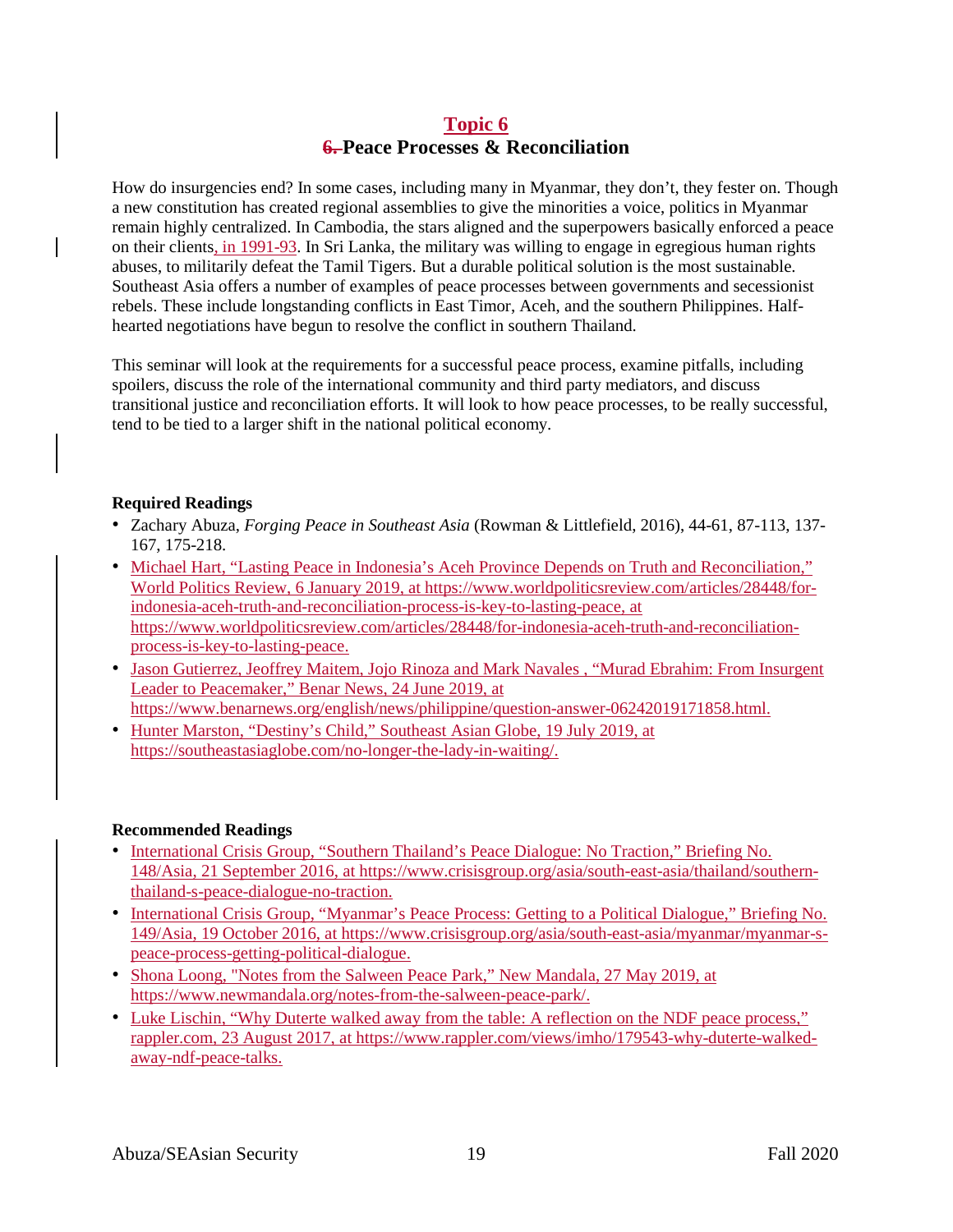## Topic 6

## Peace Processes & Reconciliation

How do insurgencies end? In some cases, including many in Myanmar, they don't, they fester on. Though a new constitution has created regional assemblies to give the minorities a voice, politics in Myanmar remain highly centralized. In Cambodia, the stars aligned and the superpowers basically enforced a peace on their clients, in 1991-93. In Sri Lanka, the military was willing to engage in egregious human rights abuses, to militarily defeat the Tamil Tigers. But a durable political solution is the most sustainable. Southeast Asia offers a number of examples of peace processes between governments and secessionist rebels. These include longstanding conflicts in East Timor, Aceh, and the southern Philippines. Half-hearted negotiations have begun to resolve the conflict in southern Thailand.

This seminar will look at the requirements for a successful peace process, examine pitfalls, including spoilers, discuss the role of the international community and third party mediators, and discuss transitional justice and reconciliation efforts. It will look to how peace processes, to be really successful, tend to be tied to a larger shift in the national political economy.

**Required Readings**

- Zachary Abuza, *Forging Peace in Southeast Asia* (Rowman & Littlefield, 2016), 44-61, 87-113, 137-167, 175-218.
- Michael Hart, "Lasting Peace in Indonesia's Aceh Province Depends on Truth and Reconciliation," World Politics Review, 6 January 2019, at https://www.worldpoliticsreview.com/articles/28448/for-indonesia-aceh-truth-and-reconciliation-process-is-key-to-lasting-peace, at https://www.worldpoliticsreview.com/articles/28448/for-indonesia-aceh-truth-and-reconciliation-process-is-key-to-lasting-peace.
- Jason Gutierrez, Jeoffrey Maitem, Jojo Rinoza and Mark Navales , "Murad Ebrahim: From Insurgent Leader to Peacemaker," Benar News, 24 June 2019, at https://www.benarnews.org/english/news/philippine/question-answer-06242019171858.html.
- Hunter Marston, "Destiny's Child," Southeast Asian Globe, 19 July 2019, at https://southeastasiaglobe.com/no-longer-the-lady-in-waiting/.

**Recommended Readings**

- International Crisis Group, "Southern Thailand's Peace Dialogue: No Traction," Briefing No. 148/Asia, 21 September 2016, at https://www.crisisgroup.org/asia/south-east-asia/thailand/southern-thailand-s-peace-dialogue-no-traction.
- International Crisis Group, "Myanmar's Peace Process: Getting to a Political Dialogue," Briefing No. 149/Asia, 19 October 2016, at https://www.crisisgroup.org/asia/south-east-asia/myanmar/myanmar-s-peace-process-getting-political-dialogue.
- Shona Loong, "Notes from the Salween Peace Park," New Mandala, 27 May 2019, at https://www.newmandala.org/notes-from-the-salween-peace-park/.
- Luke Lischin, "Why Duterte walked away from the table: A reflection on the NDF peace process," rappler.com, 23 August 2017, at https://www.rappler.com/views/imho/179543-why-duterte-walked-away-ndf-peace-talks.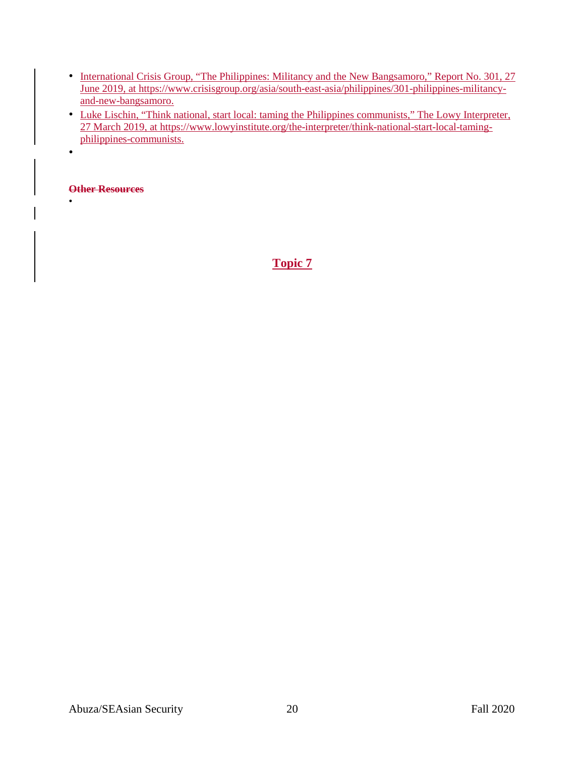- International Crisis Group, "The Philippines: Militancy and the New Bangsamoro," Report No. 301, 27 June 2019, at https://www.crisisgroup.org/asia/south-east-asia/philippines/301-philippines-militancy-and-new-bangsamoro.
- Luke Lischin, "Think national, start local: taming the Philippines communists," The Lowy Interpreter, 27 March 2019, at https://www.lowyinstitute.org/the-interpreter/think-national-start-local-taming-philippines-communists.

**~~Other Resources~~**

## Topic 7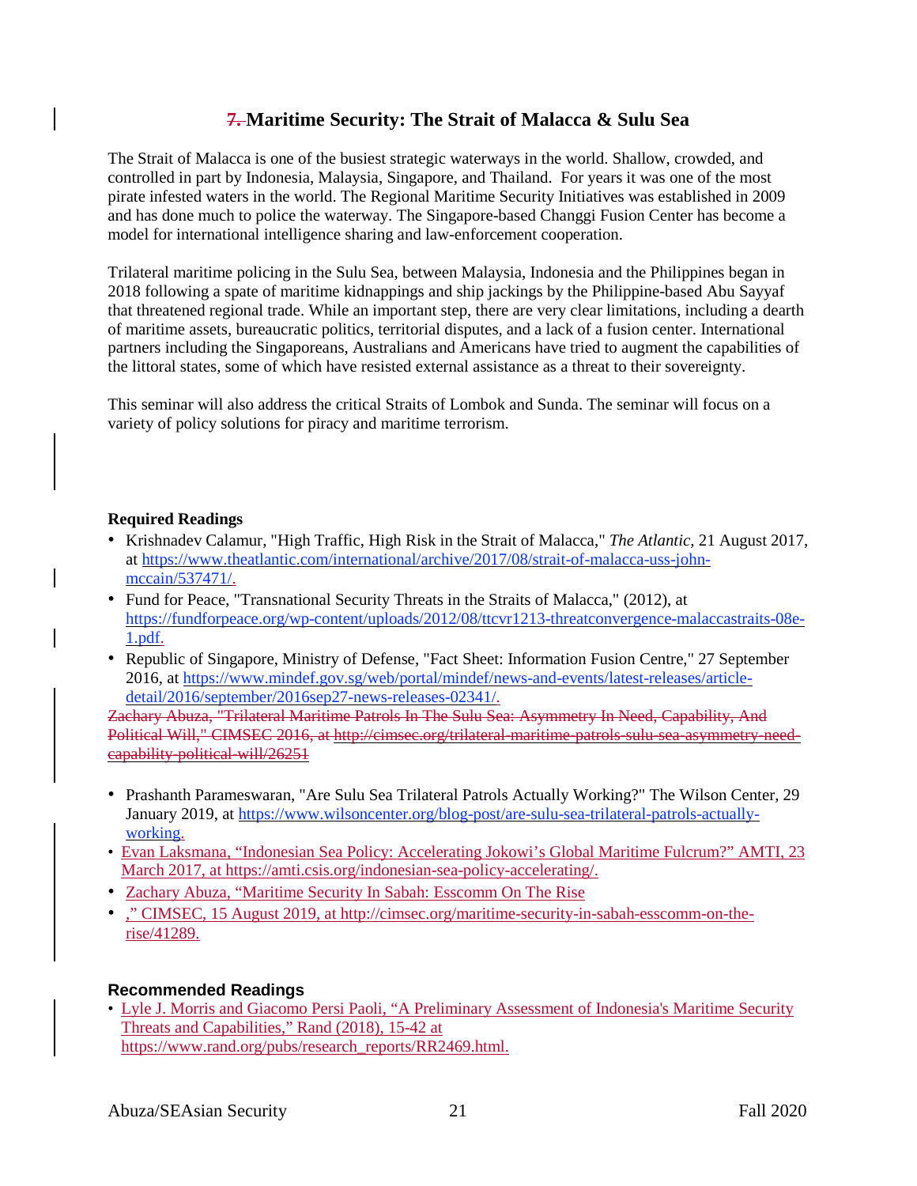# ~~7.~~ Maritime Security: The Strait of Malacca & Sulu Sea

The Strait of Malacca is one of the busiest strategic waterways in the world. Shallow, crowded, and controlled in part by Indonesia, Malaysia, Singapore, and Thailand. For years it was one of the most pirate infested waters in the world. The Regional Maritime Security Initiatives was established in 2009 and has done much to police the waterway. The Singapore-based Changgi Fusion Center has become a model for international intelligence sharing and law-enforcement cooperation.

Trilateral maritime policing in the Sulu Sea, between Malaysia, Indonesia and the Philippines began in 2018 following a spate of maritime kidnappings and ship jackings by the Philippine-based Abu Sayyaf that threatened regional trade. While an important step, there are very clear limitations, including a dearth of maritime assets, bureaucratic politics, territorial disputes, and a lack of a fusion center. International partners including the Singaporeans, Australians and Americans have tried to augment the capabilities of the littoral states, some of which have resisted external assistance as a threat to their sovereignty.

This seminar will also address the critical Straits of Lombok and Sunda. The seminar will focus on a variety of policy solutions for piracy and maritime terrorism.

**Required Readings**

- Krishnadev Calamur, "High Traffic, High Risk in the Strait of Malacca," *The Atlantic*, 21 August 2017, at https://www.theatlantic.com/international/archive/2017/08/strait-of-malacca-uss-john-mccain/537471/.
- Fund for Peace, "Transnational Security Threats in the Straits of Malacca," (2012), at https://fundforpeace.org/wp-content/uploads/2012/08/ttcvr1213-threatconvergence-malaccastraits-08e-1.pdf.
- Republic of Singapore, Ministry of Defense, "Fact Sheet: Information Fusion Centre," 27 September 2016, at https://www.mindef.gov.sg/web/portal/mindef/news-and-events/latest-releases/article-detail/2016/september/2016sep27-news-releases-02341/.

~~Zachary Abuza, "Trilateral Maritime Patrols In The Sulu Sea: Asymmetry In Need, Capability, And Political Will," CIMSEC 2016, at http://cimsec.org/trilateral-maritime-patrols-sulu-sea-asymmetry-need-capability-political-will/26251~~

- Prashanth Parameswaran, "Are Sulu Sea Trilateral Patrols Actually Working?" The Wilson Center, 29 January 2019, at https://www.wilsoncenter.org/blog-post/are-sulu-sea-trilateral-patrols-actually-working.
- Evan Laksmana, "Indonesian Sea Policy: Accelerating Jokowi's Global Maritime Fulcrum?" AMTI, 23 March 2017, at https://amti.csis.org/indonesian-sea-policy-accelerating/.
- Zachary Abuza, "Maritime Security In Sabah: Esscomm On The Rise
- ," CIMSEC, 15 August 2019, at http://cimsec.org/maritime-security-in-sabah-esscomm-on-the-rise/41289.

**Recommended Readings**

- Lyle J. Morris and Giacomo Persi Paoli, "A Preliminary Assessment of Indonesia's Maritime Security Threats and Capabilities," Rand (2018), 15-42 at https://www.rand.org/pubs/research_reports/RR2469.html.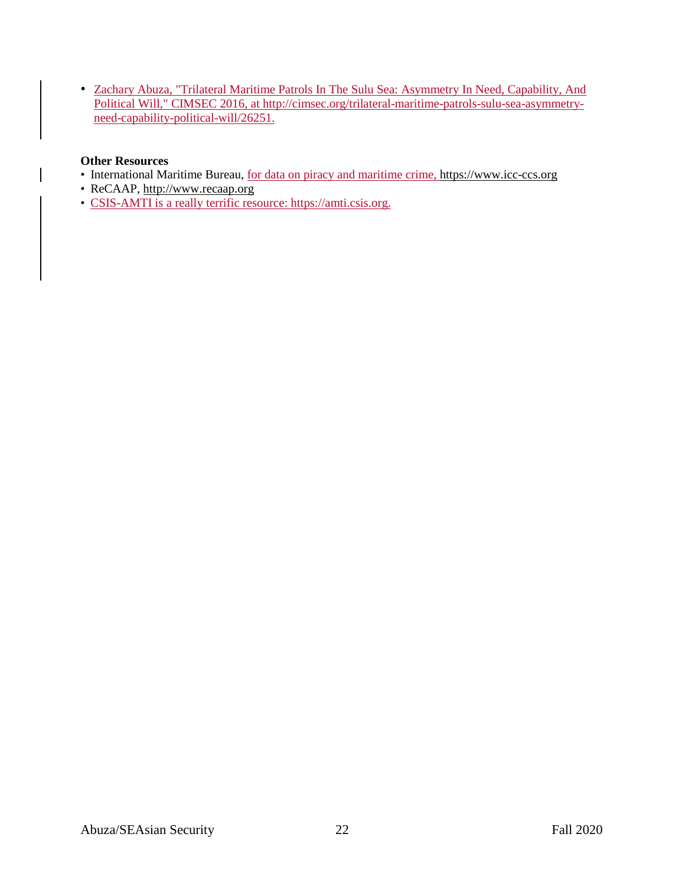- Zachary Abuza, "Trilateral Maritime Patrols In The Sulu Sea: Asymmetry In Need, Capability, And Political Will," CIMSEC 2016, at http://cimsec.org/trilateral-maritime-patrols-sulu-sea-asymmetry-need-capability-political-will/26251.

**Other Resources**

- International Maritime Bureau, for data on piracy and maritime crime, https://www.icc-ccs.org
- ReCAAP, http://www.recaap.org
- CSIS-AMTI is a really terrific resource: https://amti.csis.org.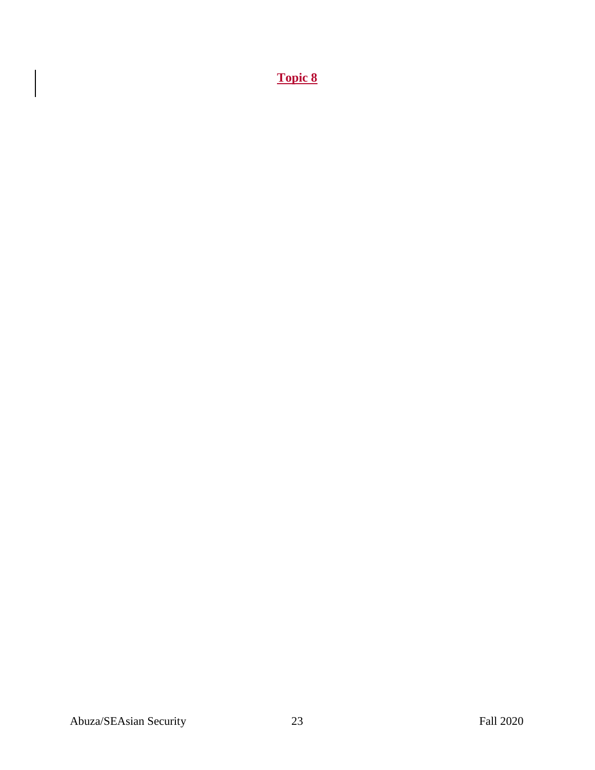# **Topic 8**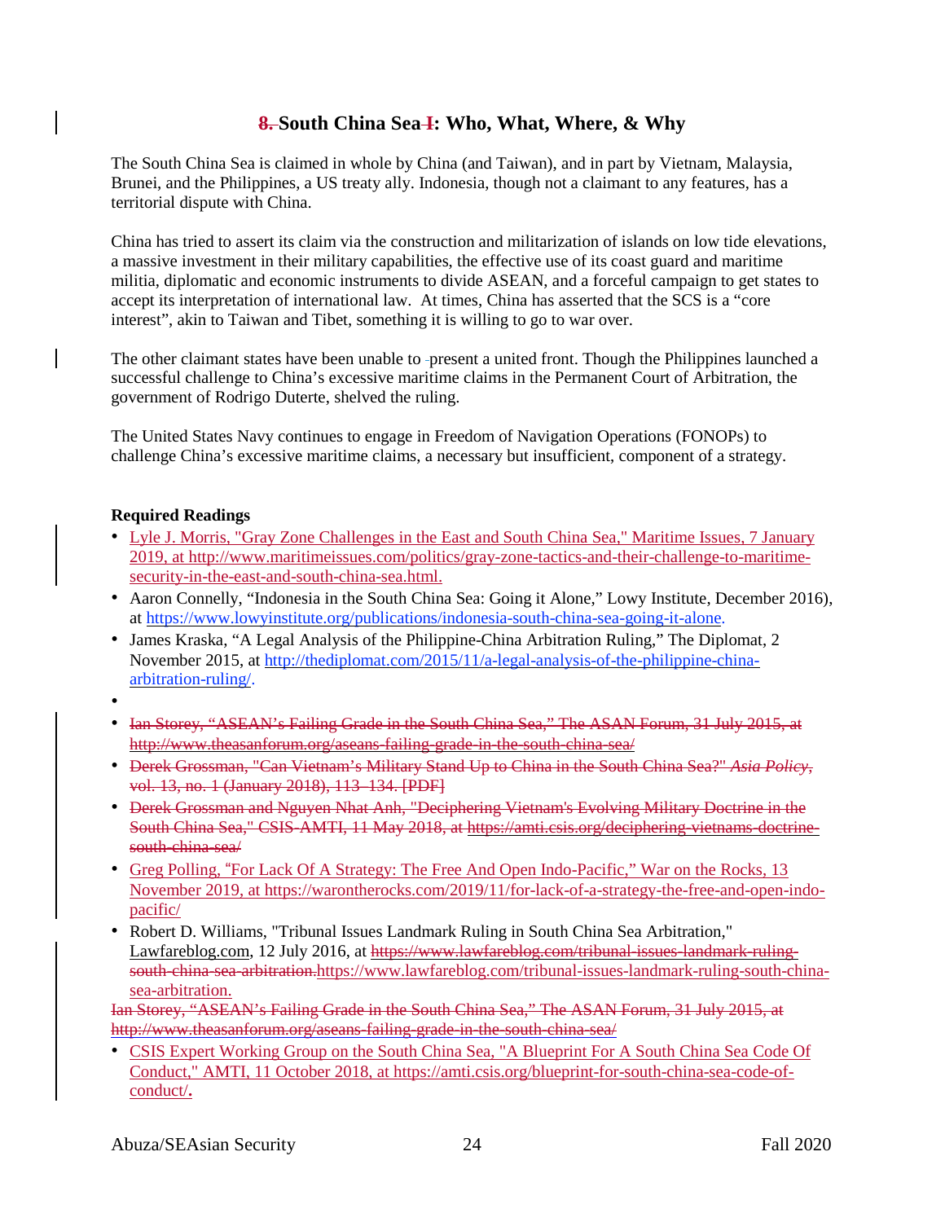## 8. South China Sea I: Who, What, Where, & Why

The South China Sea is claimed in whole by China (and Taiwan), and in part by Vietnam, Malaysia, Brunei, and the Philippines, a US treaty ally. Indonesia, though not a claimant to any features, has a territorial dispute with China.

China has tried to assert its claim via the construction and militarization of islands on low tide elevations, a massive investment in their military capabilities, the effective use of its coast guard and maritime militia, diplomatic and economic instruments to divide ASEAN, and a forceful campaign to get states to accept its interpretation of international law. At times, China has asserted that the SCS is a "core interest", akin to Taiwan and Tibet, something it is willing to go to war over.

The other claimant states have been unable to present a united front. Though the Philippines launched a successful challenge to China's excessive maritime claims in the Permanent Court of Arbitration, the government of Rodrigo Duterte, shelved the ruling.

The United States Navy continues to engage in Freedom of Navigation Operations (FONOPs) to challenge China's excessive maritime claims, a necessary but insufficient, component of a strategy.

**Required Readings**

- Lyle J. Morris, "Gray Zone Challenges in the East and South China Sea," Maritime Issues, 7 January 2019, at http://www.maritimeissues.com/politics/gray-zone-tactics-and-their-challenge-to-maritime-security-in-the-east-and-south-china-sea.html.
- Aaron Connelly, "Indonesia in the South China Sea: Going it Alone," Lowy Institute, December 2016), at https://www.lowyinstitute.org/publications/indonesia-south-china-sea-going-it-alone.
- James Kraska, "A Legal Analysis of the Philippine-China Arbitration Ruling," The Diplomat, 2 November 2015, at http://thediplomat.com/2015/11/a-legal-analysis-of-the-philippine-china-arbitration-ruling/.
- ~~Ian Storey, "ASEAN's Failing Grade in the South China Sea," The ASAN Forum, 31 July 2015, at http://www.theasanforum.org/aseans-failing-grade-in-the-south-china-sea/~~
- ~~Derek Grossman, "Can Vietnam's Military Stand Up to China in the South China Sea?" *Asia Policy*, vol. 13, no. 1 (January 2018), 113–134. [PDF]~~
- ~~Derek Grossman and Nguyen Nhat Anh, "Deciphering Vietnam's Evolving Military Doctrine in the South China Sea," CSIS-AMTI, 11 May 2018, at https://amti.csis.org/deciphering-vietnams-doctrine-south-china-sea/~~
- Greg Polling, "For Lack Of A Strategy: The Free And Open Indo-Pacific," War on the Rocks, 13 November 2019, at https://warontherocks.com/2019/11/for-lack-of-a-strategy-the-free-and-open-indo-pacific/
- Robert D. Williams, "Tribunal Issues Landmark Ruling in South China Sea Arbitration," Lawfareblog.com, 12 July 2016, at ~~https://www.lawfareblog.com/tribunal-issues-landmark-ruling-south-china-sea-arbitration.~~https://www.lawfareblog.com/tribunal-issues-landmark-ruling-south-china-sea-arbitration.

~~Ian Storey, "ASEAN's Failing Grade in the South China Sea," The ASAN Forum, 31 July 2015, at http://www.theasanforum.org/aseans-failing-grade-in-the-south-china-sea/~~

- CSIS Expert Working Group on the South China Sea, "A Blueprint For A South China Sea Code Of Conduct," AMTI, 11 October 2018, at https://amti.csis.org/blueprint-for-south-china-sea-code-of-conduct/**.**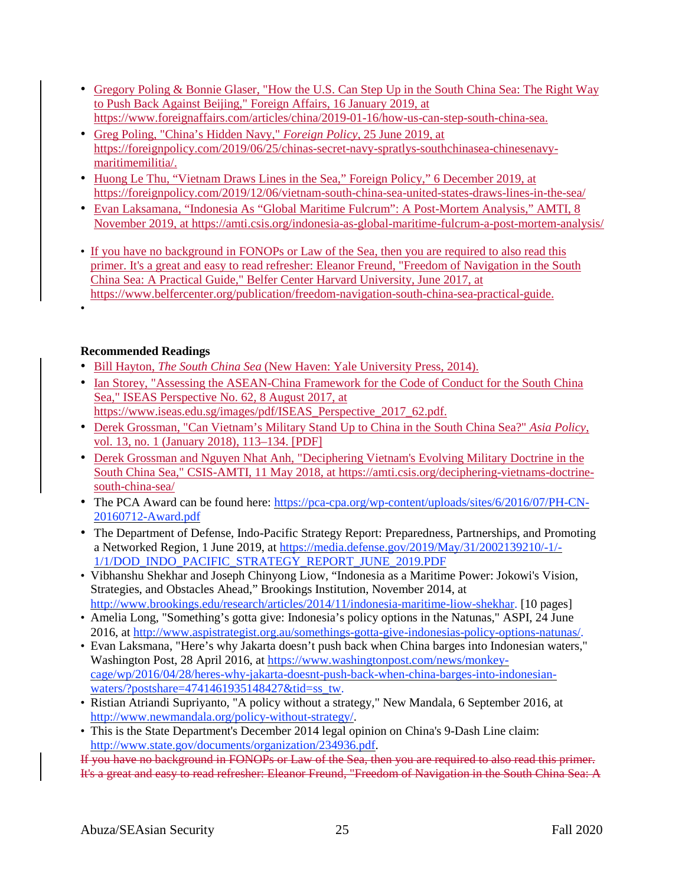- Gregory Poling & Bonnie Glaser, "How the U.S. Can Step Up in the South China Sea: The Right Way to Push Back Against Beijing," Foreign Affairs, 16 January 2019, at https://www.foreignaffairs.com/articles/china/2019-01-16/how-us-can-step-south-china-sea.
- Greg Poling, "China's Hidden Navy," *Foreign Policy*, 25 June 2019, at https://foreignpolicy.com/2019/06/25/chinas-secret-navy-spratlys-southchinasea-chinesenavy-maritimemilitia/.
- Huong Le Thu, "Vietnam Draws Lines in the Sea," Foreign Policy," 6 December 2019, at https://foreignpolicy.com/2019/12/06/vietnam-south-china-sea-united-states-draws-lines-in-the-sea/
- Evan Laksamana, "Indonesia As "Global Maritime Fulcrum": A Post-Mortem Analysis," AMTI, 8 November 2019, at https://amti.csis.org/indonesia-as-global-maritime-fulcrum-a-post-mortem-analysis/

- If you have no background in FONOPs or Law of the Sea, then you are required to also read this primer. It's a great and easy to read refresher: Eleanor Freund, "Freedom of Navigation in the South China Sea: A Practical Guide," Belfer Center Harvard University, June 2017, at https://www.belfercenter.org/publication/freedom-navigation-south-china-sea-practical-guide.
-

**Recommended Readings**

- Bill Hayton, *The South China Sea* (New Haven: Yale University Press, 2014).
- Ian Storey, "Assessing the ASEAN-China Framework for the Code of Conduct for the South China Sea," ISEAS Perspective No. 62, 8 August 2017, at https://www.iseas.edu.sg/images/pdf/ISEAS_Perspective_2017_62.pdf.
- Derek Grossman, "Can Vietnam's Military Stand Up to China in the South China Sea?" *Asia Policy*, vol. 13, no. 1 (January 2018), 113–134. [PDF]
- Derek Grossman and Nguyen Nhat Anh, "Deciphering Vietnam's Evolving Military Doctrine in the South China Sea," CSIS-AMTI, 11 May 2018, at https://amti.csis.org/deciphering-vietnams-doctrine-south-china-sea/
- The PCA Award can be found here: https://pca-cpa.org/wp-content/uploads/sites/6/2016/07/PH-CN-20160712-Award.pdf
- The Department of Defense, Indo-Pacific Strategy Report: Preparedness, Partnerships, and Promoting a Networked Region, 1 June 2019, at https://media.defense.gov/2019/May/31/2002139210/-1/-1/1/DOD_INDO_PACIFIC_STRATEGY_REPORT_JUNE_2019.PDF
- Vibhanshu Shekhar and Joseph Chinyong Liow, "Indonesia as a Maritime Power: Jokowi's Vision, Strategies, and Obstacles Ahead," Brookings Institution, November 2014, at http://www.brookings.edu/research/articles/2014/11/indonesia-maritime-liow-shekhar. [10 pages]
- Amelia Long, "Something's gotta give: Indonesia's policy options in the Natunas," ASPI, 24 June 2016, at http://www.aspistrategist.org.au/somethings-gotta-give-indonesias-policy-options-natunas/.
- Evan Laksmana, "Here's why Jakarta doesn't push back when China barges into Indonesian waters," Washington Post, 28 April 2016, at https://www.washingtonpost.com/news/monkey-cage/wp/2016/04/28/heres-why-jakarta-doesnt-push-back-when-china-barges-into-indonesian-waters/?postshare=4741461935148427&tid=ss_tw.
- Ristian Atriandi Supriyanto, "A policy without a strategy," New Mandala, 6 September 2016, at http://www.newmandala.org/policy-without-strategy/.
- This is the State Department's December 2014 legal opinion on China's 9-Dash Line claim: http://www.state.gov/documents/organization/234936.pdf.

~~If you have no background in FONOPs or Law of the Sea, then you are required to also read this primer. It's a great and easy to read refresher: Eleanor Freund, "Freedom of Navigation in the South China Sea: A~~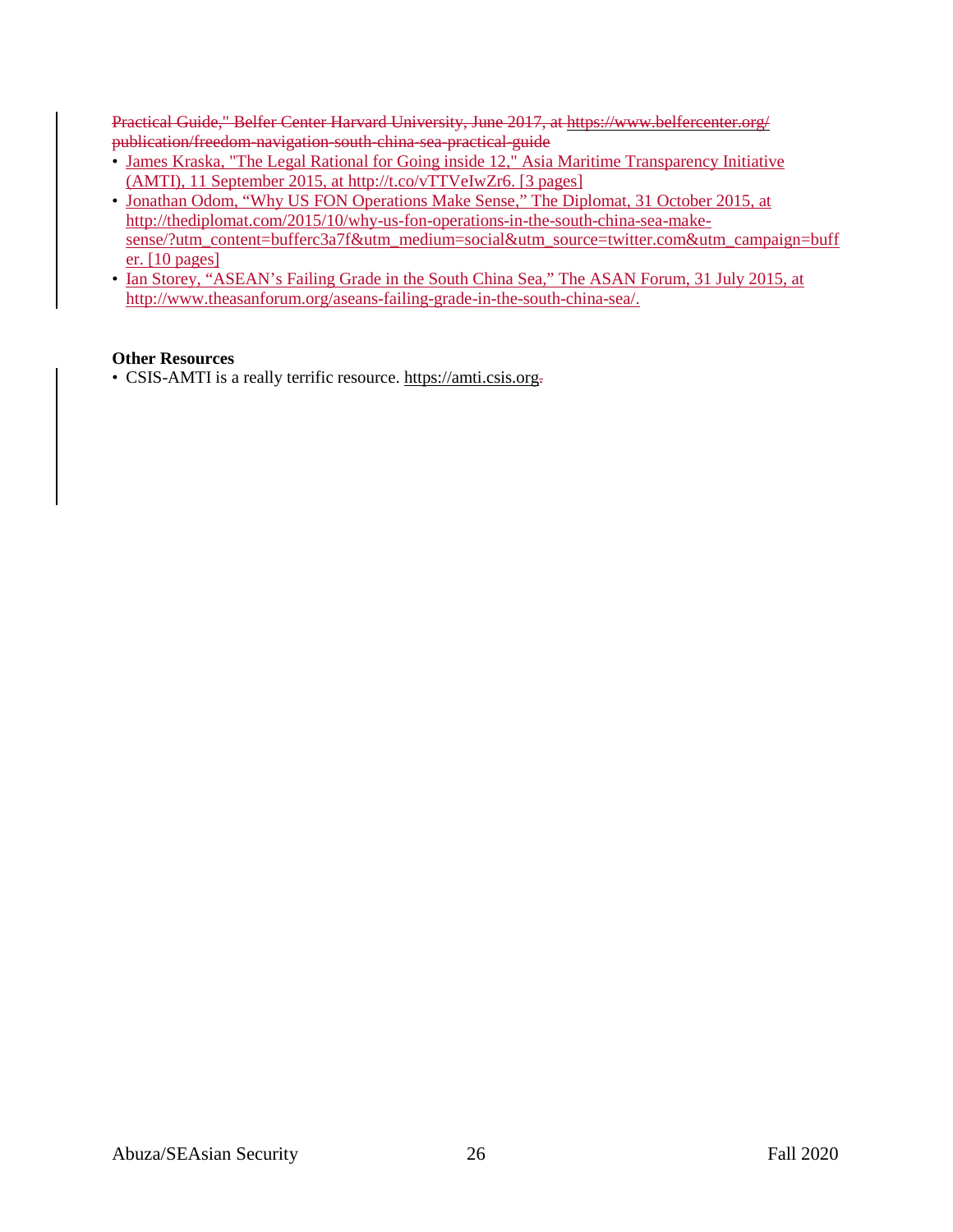Practical Guide," Belfer Center Harvard University, June 2017, at https://www.belfercenter.org/publication/freedom-navigation-south-china-sea-practical-guide

- James Kraska, "The Legal Rational for Going inside 12," Asia Maritime Transparency Initiative (AMTI), 11 September 2015, at http://t.co/vTTVeIwZr6. [3 pages]
- Jonathan Odom, "Why US FON Operations Make Sense," The Diplomat, 31 October 2015, at http://thediplomat.com/2015/10/why-us-fon-operations-in-the-south-china-sea-make-sense/?utm_content=bufferc3a7f&utm_medium=social&utm_source=twitter.com&utm_campaign=buffer. [10 pages]
- Ian Storey, "ASEAN's Failing Grade in the South China Sea," The ASAN Forum, 31 July 2015, at http://www.theasanforum.org/aseans-failing-grade-in-the-south-china-sea/.

**Other Resources**

- CSIS-AMTI is a really terrific resource. https://amti.csis.org.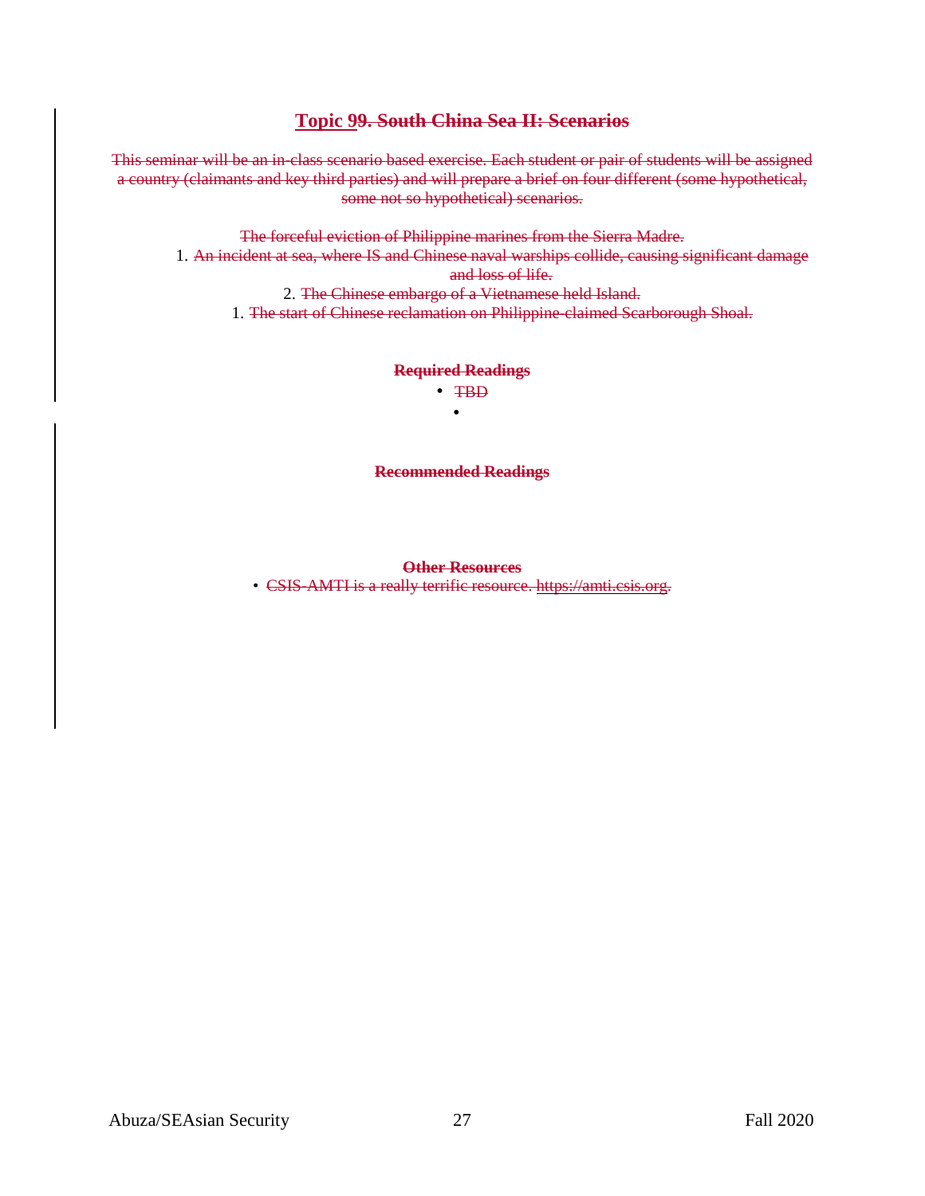## Topic 99. South China Sea II: Scenarios

This seminar will be an in-class scenario based exercise. Each student or pair of students will be assigned a country (claimants and key third parties) and will prepare a brief on four different (some hypothetical, some not so hypothetical) scenarios.

The forceful eviction of Philippine marines from the Sierra Madre.

1. An incident at sea, where IS and Chinese naval warships collide, causing significant damage and loss of life.
2. The Chinese embargo of a Vietnamese held Island.
1. The start of Chinese reclamation on Philippine-claimed Scarborough Shoal.

**Required Readings**

- TBD
-

**Recommended Readings**

**Other Resources**

- CSIS-AMTI is a really terrific resource. https://amti.csis.org.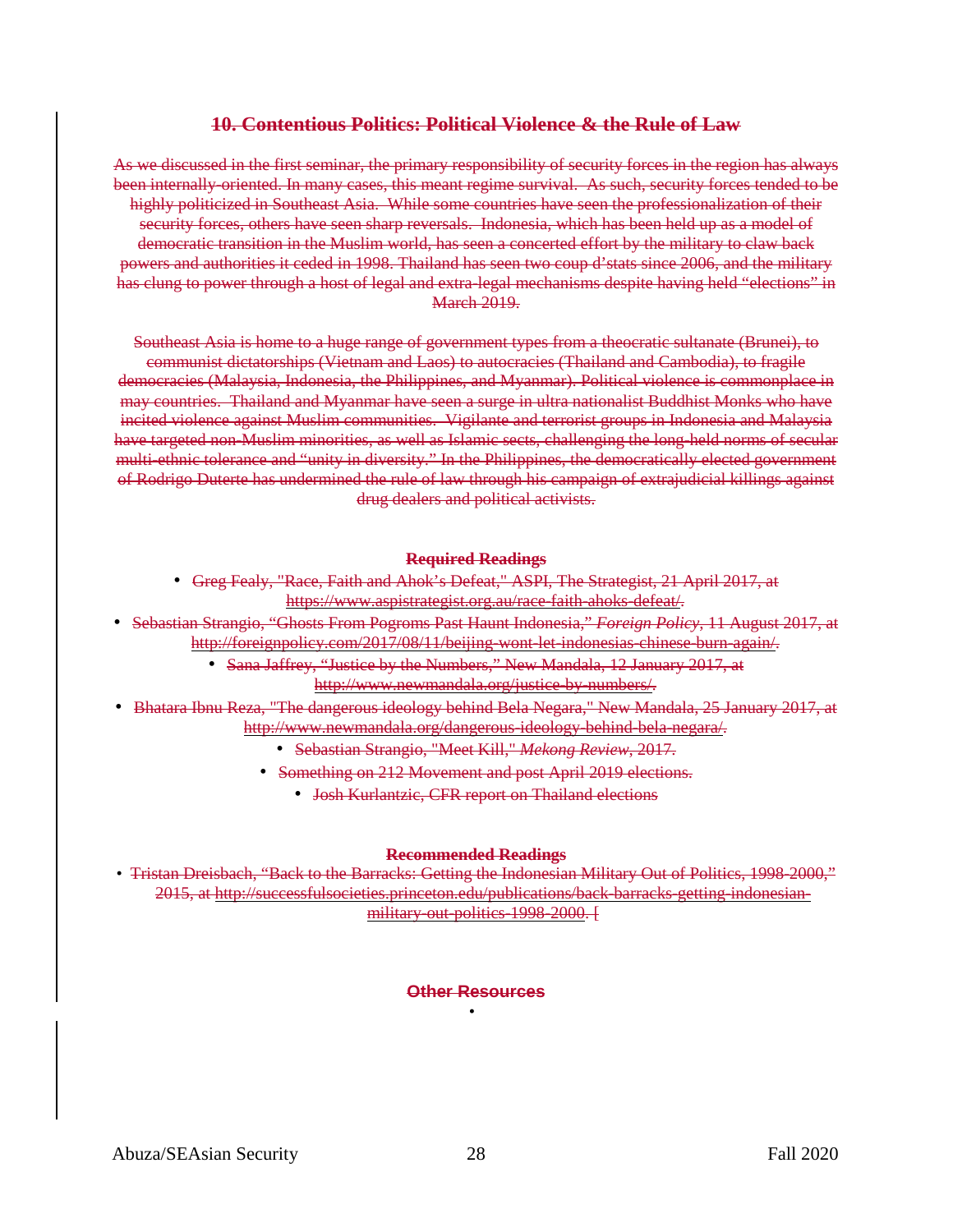## 10. Contentious Politics: Political Violence & the Rule of Law

As we discussed in the first seminar, the primary responsibility of security forces in the region has always been internally-oriented. In many cases, this meant regime survival. As such, security forces tended to be highly politicized in Southeast Asia. While some countries have seen the professionalization of their security forces, others have seen sharp reversals. Indonesia, which has been held up as a model of democratic transition in the Muslim world, has seen a concerted effort by the military to claw back powers and authorities it ceded in 1998. Thailand has seen two coup d'stats since 2006, and the military has clung to power through a host of legal and extra-legal mechanisms despite having held "elections" in March 2019.

Southeast Asia is home to a huge range of government types from a theocratic sultanate (Brunei), to communist dictatorships (Vietnam and Laos) to autocracies (Thailand and Cambodia), to fragile democracies (Malaysia, Indonesia, the Philippines, and Myanmar). Political violence is commonplace in may countries. Thailand and Myanmar have seen a surge in ultra nationalist Buddhist Monks who have incited violence against Muslim communities. Vigilante and terrorist groups in Indonesia and Malaysia have targeted non-Muslim minorities, as well as Islamic sects, challenging the long-held norms of secular multi-ethnic tolerance and "unity in diversity." In the Philippines, the democratically elected government of Rodrigo Duterte has undermined the rule of law through his campaign of extrajudicial killings against drug dealers and political activists.

### Required Readings

- Greg Fealy, "Race, Faith and Ahok's Defeat," ASPI, The Strategist, 21 April 2017, at https://www.aspistrategist.org.au/race-faith-ahoks-defeat/.
- Sebastian Strangio, "Ghosts From Pogroms Past Haunt Indonesia," *Foreign Policy*, 11 August 2017, at http://foreignpolicy.com/2017/08/11/beijing-wont-let-indonesias-chinese-burn-again/.
- Sana Jaffrey, "Justice by the Numbers," New Mandala, 12 January 2017, at http://www.newmandala.org/justice-by-numbers/.
- Bhatara Ibnu Reza, "The dangerous ideology behind Bela Negara," New Mandala, 25 January 2017, at http://www.newmandala.org/dangerous-ideology-behind-bela-negara/.
- Sebastian Strangio, "Meet Kill," *Mekong Review*, 2017.
- Something on 212 Movement and post April 2019 elections.
- Josh Kurlantzic, CFR report on Thailand elections

### Recommended Readings

- Tristan Dreisbach, "Back to the Barracks: Getting the Indonesian Military Out of Politics, 1998-2000," 2015, at http://successfulsocieties.princeton.edu/publications/back-barracks-getting-indonesian-military-out-politics-1998-2000. [

### Other Resources

-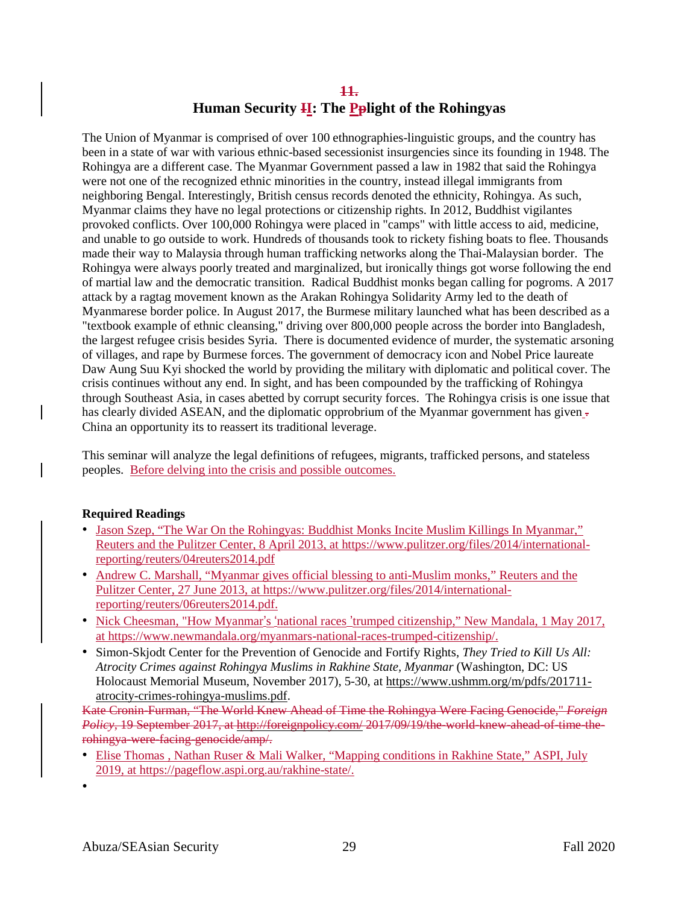## 11.

# Human Security II: The Plight of the Rohingyas

The Union of Myanmar is comprised of over 100 ethnographies-linguistic groups, and the country has been in a state of war with various ethnic-based secessionist insurgencies since its founding in 1948. The Rohingya are a different case. The Myanmar Government passed a law in 1982 that said the Rohingya were not one of the recognized ethnic minorities in the country, instead illegal immigrants from neighboring Bengal. Interestingly, British census records denoted the ethnicity, Rohingya. As such, Myanmar claims they have no legal protections or citizenship rights. In 2012, Buddhist vigilantes provoked conflicts. Over 100,000 Rohingya were placed in "camps" with little access to aid, medicine, and unable to go outside to work. Hundreds of thousands took to rickety fishing boats to flee. Thousands made their way to Malaysia through human trafficking networks along the Thai-Malaysian border. The Rohingya were always poorly treated and marginalized, but ironically things got worse following the end of martial law and the democratic transition. Radical Buddhist monks began calling for pogroms. A 2017 attack by a ragtag movement known as the Arakan Rohingya Solidarity Army led to the death of Myanmarese border police. In August 2017, the Burmese military launched what has been described as a "textbook example of ethnic cleansing," driving over 800,000 people across the border into Bangladesh, the largest refugee crisis besides Syria. There is documented evidence of murder, the systematic arsoning of villages, and rape by Burmese forces. The government of democracy icon and Nobel Price laureate Daw Aung Suu Kyi shocked the world by providing the military with diplomatic and political cover. The crisis continues without any end. In sight, and has been compounded by the trafficking of Rohingya through Southeast Asia, in cases abetted by corrupt security forces. The Rohingya crisis is one issue that has clearly divided ASEAN, and the diplomatic opprobrium of the Myanmar government has given China an opportunity its to reassert its traditional leverage.

This seminar will analyze the legal definitions of refugees, migrants, trafficked persons, and stateless peoples. Before delving into the crisis and possible outcomes.

**Required Readings**

- Jason Szep, "The War On the Rohingyas: Buddhist Monks Incite Muslim Killings In Myanmar," Reuters and the Pulitzer Center, 8 April 2013, at https://www.pulitzer.org/files/2014/international-reporting/reuters/04reuters2014.pdf
- Andrew C. Marshall, "Myanmar gives official blessing to anti-Muslim monks," Reuters and the Pulitzer Center, 27 June 2013, at https://www.pulitzer.org/files/2014/international-reporting/reuters/06reuters2014.pdf.
- Nick Cheesman, "How Myanmar's 'national races 'trumped citizenship," New Mandala, 1 May 2017, at https://www.newmandala.org/myanmars-national-races-trumped-citizenship/.
- Simon-Skjodt Center for the Prevention of Genocide and Fortify Rights, *They Tried to Kill Us All: Atrocity Crimes against Rohingya Muslims in Rakhine State, Myanmar* (Washington, DC: US Holocaust Memorial Museum, November 2017), 5-30, at https://www.ushmm.org/m/pdfs/201711-atrocity-crimes-rohingya-muslims.pdf.

~~Kate Cronin-Furman, "The World Knew Ahead of Time the Rohingya Were Facing Genocide," *Foreign Policy*, 19 September 2017, at http://foreignpolicy.com/ 2017/09/19/the-world-knew-ahead-of-time-the-rohingya-were-facing-genocide/amp/.~~

- Elise Thomas , Nathan Ruser & Mali Walker, "Mapping conditions in Rakhine State," ASPI, July 2019, at https://pageflow.aspi.org.au/rakhine-state/.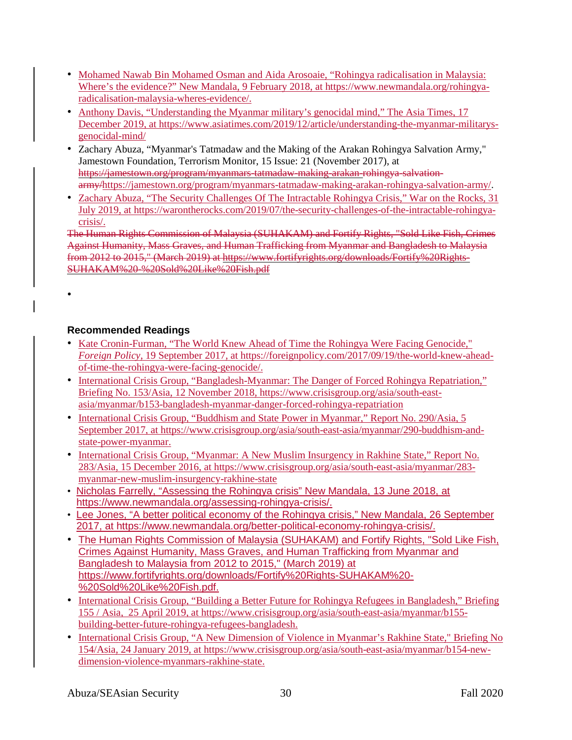- Mohamed Nawab Bin Mohamed Osman and Aida Arosoaie, "Rohingya radicalisation in Malaysia: Where's the evidence?" New Mandala, 9 February 2018, at https://www.newmandala.org/rohingya-radicalisation-malaysia-wheres-evidence/.
- Anthony Davis, "Understanding the Myanmar military's genocidal mind," The Asia Times, 17 December 2019, at https://www.asiatimes.com/2019/12/article/understanding-the-myanmar-militarys-genocidal-mind/
- Zachary Abuza, "Myanmar's Tatmadaw and the Making of the Arakan Rohingya Salvation Army," Jamestown Foundation, Terrorism Monitor, 15 Issue: 21 (November 2017), at ~~https://jamestown.org/program/myanmars-tatmadaw-making-arakan-rohingya-salvation-army/~~https://jamestown.org/program/myanmars-tatmadaw-making-arakan-rohingya-salvation-army/.
- Zachary Abuza, "The Security Challenges Of The Intractable Rohingya Crisis," War on the Rocks, 31 July 2019, at https://warontherocks.com/2019/07/the-security-challenges-of-the-intractable-rohingya-crisis/.

~~The Human Rights Commission of Malaysia (SUHAKAM) and Fortify Rights, "Sold Like Fish, Crimes Against Humanity, Mass Graves, and Human Trafficking from Myanmar and Bangladesh to Malaysia from 2012 to 2015," (March 2019) at https://www.fortifyrights.org/downloads/Fortify%20Rights-SUHAKAM%20-%20Sold%20Like%20Fish.pdf~~

### Recommended Readings

- Kate Cronin-Furman, "The World Knew Ahead of Time the Rohingya Were Facing Genocide," *Foreign Policy*, 19 September 2017, at https://foreignpolicy.com/2017/09/19/the-world-knew-ahead-of-time-the-rohingya-were-facing-genocide/.
- International Crisis Group, "Bangladesh-Myanmar: The Danger of Forced Rohingya Repatriation," Briefing No. 153/Asia, 12 November 2018, https://www.crisisgroup.org/asia/south-east-asia/myanmar/b153-bangladesh-myanmar-danger-forced-rohingya-repatriation
- International Crisis Group, "Buddhism and State Power in Myanmar," Report No. 290/Asia, 5 September 2017, at https://www.crisisgroup.org/asia/south-east-asia/myanmar/290-buddhism-and-state-power-myanmar.
- International Crisis Group, "Myanmar: A New Muslim Insurgency in Rakhine State," Report No. 283/Asia, 15 December 2016, at https://www.crisisgroup.org/asia/south-east-asia/myanmar/283-myanmar-new-muslim-insurgency-rakhine-state
- Nicholas Farrelly, "Assessing the Rohingya crisis" New Mandala, 13 June 2018, at https://www.newmandala.org/assessing-rohingya-crisis/.
- Lee Jones, "A better political economy of the Rohingya crisis," New Mandala, 26 September 2017, at https://www.newmandala.org/better-political-economy-rohingya-crisis/.
- The Human Rights Commission of Malaysia (SUHAKAM) and Fortify Rights, "Sold Like Fish, Crimes Against Humanity, Mass Graves, and Human Trafficking from Myanmar and Bangladesh to Malaysia from 2012 to 2015," (March 2019) at https://www.fortifyrights.org/downloads/Fortify%20Rights-SUHAKAM%20-%20Sold%20Like%20Fish.pdf.
- International Crisis Group, "Building a Better Future for Rohingya Refugees in Bangladesh," Briefing 155 / Asia, 25 April 2019, at https://www.crisisgroup.org/asia/south-east-asia/myanmar/b155-building-better-future-rohingya-refugees-bangladesh.
- International Crisis Group, "A New Dimension of Violence in Myanmar's Rakhine State," Briefing No 154/Asia, 24 January 2019, at https://www.crisisgroup.org/asia/south-east-asia/myanmar/b154-new-dimension-violence-myanmars-rakhine-state.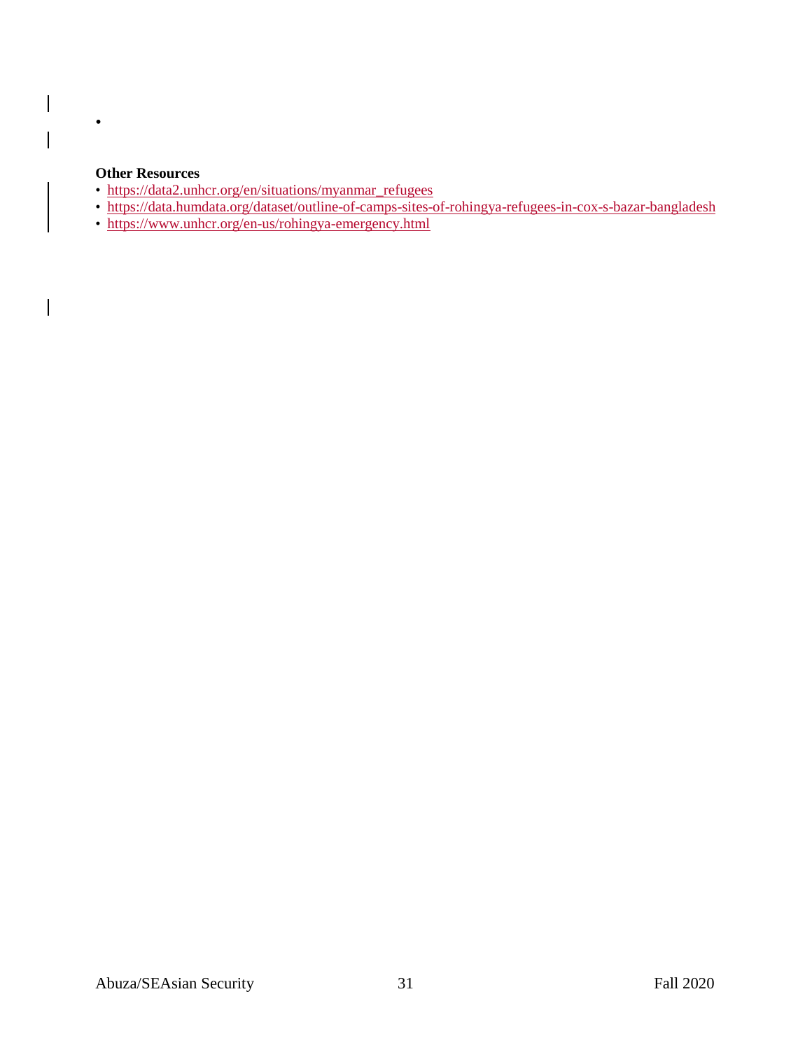- 

**Other Resources**

- https://data2.unhcr.org/en/situations/myanmar_refugees
- https://data.humdata.org/dataset/outline-of-camps-sites-of-rohingya-refugees-in-cox-s-bazar-bangladesh
- https://www.unhcr.org/en-us/rohingya-emergency.html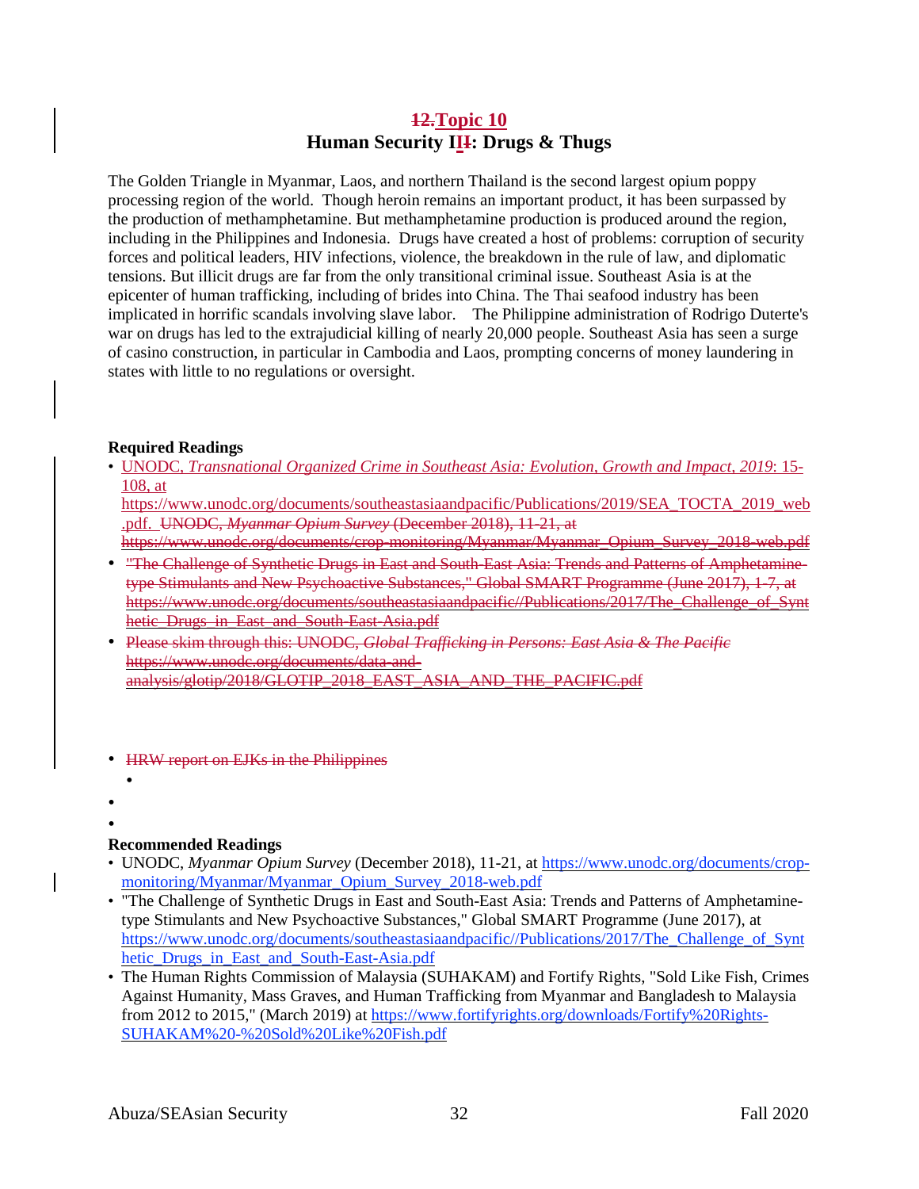## ~~12.~~Topic 10

## Human Security II~~I~~: Drugs & Thugs

The Golden Triangle in Myanmar, Laos, and northern Thailand is the second largest opium poppy processing region of the world. Though heroin remains an important product, it has been surpassed by the production of methamphetamine. But methamphetamine production is produced around the region, including in the Philippines and Indonesia. Drugs have created a host of problems: corruption of security forces and political leaders, HIV infections, violence, the breakdown in the rule of law, and diplomatic tensions. But illicit drugs are far from the only transitional criminal issue. Southeast Asia is at the epicenter of human trafficking, including of brides into China. The Thai seafood industry has been implicated in horrific scandals involving slave labor. The Philippine administration of Rodrigo Duterte's war on drugs has led to the extrajudicial killing of nearly 20,000 people. Southeast Asia has seen a surge of casino construction, in particular in Cambodia and Laos, prompting concerns of money laundering in states with little to no regulations or oversight.

**Required Readings**

- UNODC, *Transnational Organized Crime in Southeast Asia: Evolution, Growth and Impact, 2019*: 15-108, at https://www.unodc.org/documents/southeastasiaandpacific/Publications/2019/SEA_TOCTA_2019_web.pdf. ~~UNODC, *Myanmar Opium Survey* (December 2018), 11-21, at https://www.unodc.org/documents/crop-monitoring/Myanmar/Myanmar_Opium_Survey_2018-web.pdf~~
- ~~"The Challenge of Synthetic Drugs in East and South-East Asia: Trends and Patterns of Amphetamine-type Stimulants and New Psychoactive Substances," Global SMART Programme (June 2017), 1-7, at https://www.unodc.org/documents/southeastasiaandpacific//Publications/2017/The_Challenge_of_Synthetic_Drugs_in_East_and_South-East_Asia.pdf~~
- ~~Please skim through this: UNODC, *Global Trafficking in Persons: East Asia & The Pacific* https://www.unodc.org/documents/data-and-analysis/glotip/2018/GLOTIP_2018_EAST_ASIA_AND_THE_PACIFIC.pdf~~
- ~~HRW report on EJKs in the Philippines~~

**Recommended Readings**

- UNODC, *Myanmar Opium Survey* (December 2018), 11-21, at https://www.unodc.org/documents/crop-monitoring/Myanmar/Myanmar_Opium_Survey_2018-web.pdf
- "The Challenge of Synthetic Drugs in East and South-East Asia: Trends and Patterns of Amphetamine-type Stimulants and New Psychoactive Substances," Global SMART Programme (June 2017), at https://www.unodc.org/documents/southeastasiaandpacific//Publications/2017/The_Challenge_of_Synthetic_Drugs_in_East_and_South-East_Asia.pdf
- The Human Rights Commission of Malaysia (SUHAKAM) and Fortify Rights, "Sold Like Fish, Crimes Against Humanity, Mass Graves, and Human Trafficking from Myanmar and Bangladesh to Malaysia from 2012 to 2015," (March 2019) at https://www.fortifyrights.org/downloads/Fortify%20Rights-SUHAKAM%20-%20Sold%20Like%20Fish.pdf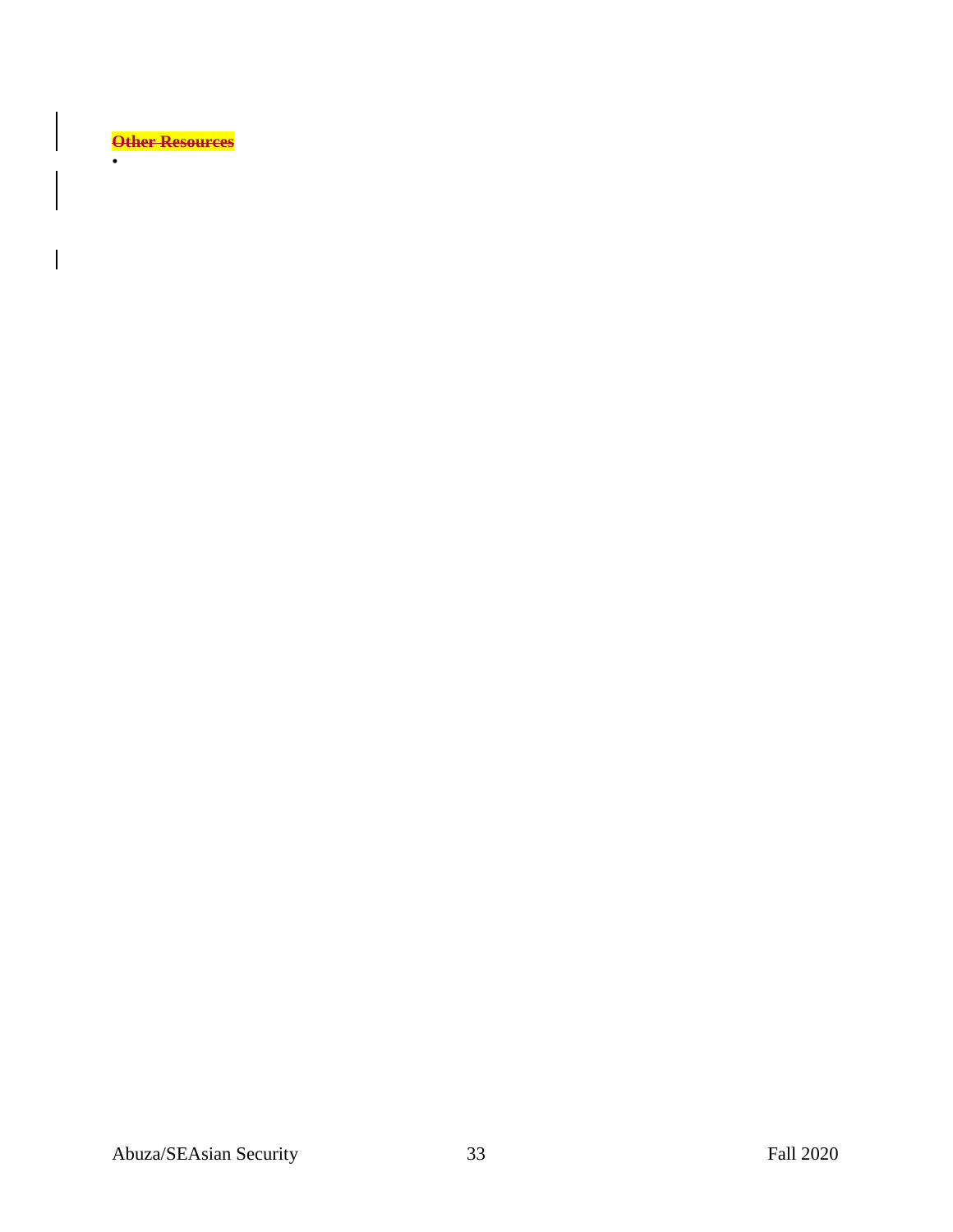**~~Other Resources~~**

-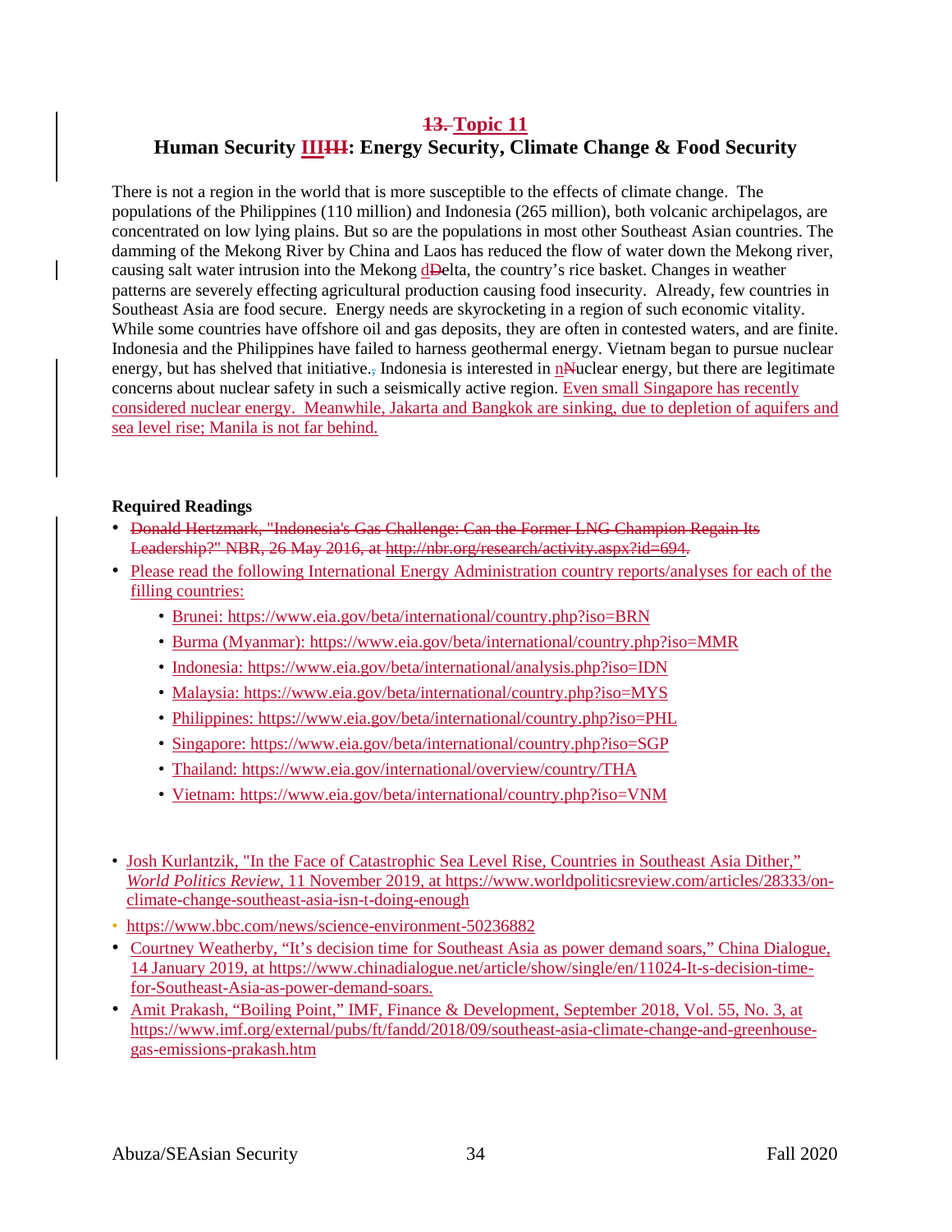## ~~13.~~ Topic 11

## Human Security III~~III~~: Energy Security, Climate Change & Food Security

There is not a region in the world that is more susceptible to the effects of climate change. The populations of the Philippines (110 million) and Indonesia (265 million), both volcanic archipelagos, are concentrated on low lying plains. But so are the populations in most other Southeast Asian countries. The damming of the Mekong River by China and Laos has reduced the flow of water down the Mekong river, causing salt water intrusion into the Mekong d~~D~~elta, the country's rice basket. Changes in weather patterns are severely effecting agricultural production causing food insecurity. Already, few countries in Southeast Asia are food secure. Energy needs are skyrocketing in a region of such economic vitality. While some countries have offshore oil and gas deposits, they are often in contested waters, and are finite. Indonesia and the Philippines have failed to harness geothermal energy. Vietnam began to pursue nuclear energy, but has shelved that initiative.~~,~~ Indonesia is interested in n~~N~~uclear energy, but there are legitimate concerns about nuclear safety in such a seismically active region. Even small Singapore has recently considered nuclear energy. Meanwhile, Jakarta and Bangkok are sinking, due to depletion of aquifers and sea level rise; Manila is not far behind.

**Required Readings**

- ~~Donald Hertzmark, "Indonesia's Gas Challenge: Can the Former LNG Champion Regain Its Leadership?" NBR, 26 May 2016, at http://nbr.org/research/activity.aspx?id=694.~~
- Please read the following International Energy Administration country reports/analyses for each of the filling countries:
  - Brunei: https://www.eia.gov/beta/international/country.php?iso=BRN
  - Burma (Myanmar): https://www.eia.gov/beta/international/country.php?iso=MMR
  - Indonesia: https://www.eia.gov/beta/international/analysis.php?iso=IDN
  - Malaysia: https://www.eia.gov/beta/international/country.php?iso=MYS
  - Philippines: https://www.eia.gov/beta/international/country.php?iso=PHL
  - Singapore: https://www.eia.gov/beta/international/country.php?iso=SGP
  - Thailand: https://www.eia.gov/international/overview/country/THA
  - Vietnam: https://www.eia.gov/beta/international/country.php?iso=VNM

- Josh Kurlantzik, "In the Face of Catastrophic Sea Level Rise, Countries in Southeast Asia Dither," *World Politics Review*, 11 November 2019, at https://www.worldpoliticsreview.com/articles/28333/on-climate-change-southeast-asia-isn-t-doing-enough
- https://www.bbc.com/news/science-environment-50236882
- Courtney Weatherby, "It's decision time for Southeast Asia as power demand soars," China Dialogue, 14 January 2019, at https://www.chinadialogue.net/article/show/single/en/11024-It-s-decision-time-for-Southeast-Asia-as-power-demand-soars.
- Amit Prakash, "Boiling Point," IMF, Finance & Development, September 2018, Vol. 55, No. 3, at https://www.imf.org/external/pubs/ft/fandd/2018/09/southeast-asia-climate-change-and-greenhouse-gas-emissions-prakash.htm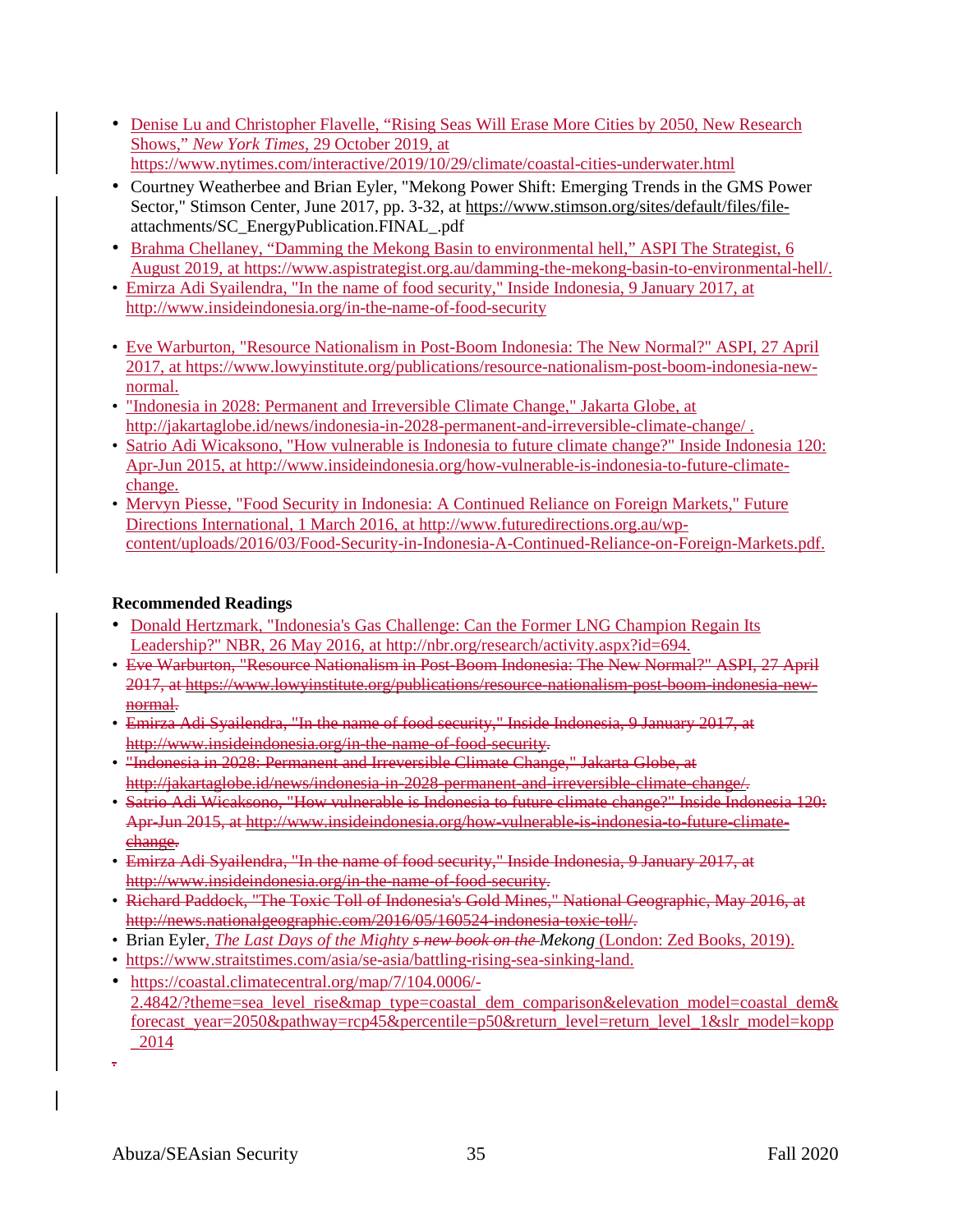- Denise Lu and Christopher Flavelle, "Rising Seas Will Erase More Cities by 2050, New Research Shows," *New York Times*, 29 October 2019, at https://www.nytimes.com/interactive/2019/10/29/climate/coastal-cities-underwater.html
- Courtney Weatherbee and Brian Eyler, "Mekong Power Shift: Emerging Trends in the GMS Power Sector," Stimson Center, June 2017, pp. 3-32, at https://www.stimson.org/sites/default/files/file-attachments/SC_EnergyPublication.FINAL_.pdf
- Brahma Chellaney, "Damming the Mekong Basin to environmental hell," ASPI The Strategist, 6 August 2019, at https://www.aspistrategist.org.au/damming-the-mekong-basin-to-environmental-hell/.
- Emirza Adi Syailendra, "In the name of food security," Inside Indonesia, 9 January 2017, at http://www.insideindonesia.org/in-the-name-of-food-security
- Eve Warburton, "Resource Nationalism in Post-Boom Indonesia: The New Normal?" ASPI, 27 April 2017, at https://www.lowyinstitute.org/publications/resource-nationalism-post-boom-indonesia-new-normal.
- "Indonesia in 2028: Permanent and Irreversible Climate Change," Jakarta Globe, at http://jakartaglobe.id/news/indonesia-in-2028-permanent-and-irreversible-climate-change/ .
- Satrio Adi Wicaksono, "How vulnerable is Indonesia to future climate change?" Inside Indonesia 120: Apr-Jun 2015, at http://www.insideindonesia.org/how-vulnerable-is-indonesia-to-future-climate-change.
- Mervyn Piesse, "Food Security in Indonesia: A Continued Reliance on Foreign Markets," Future Directions International, 1 March 2016, at http://www.futuredirections.org.au/wp-content/uploads/2016/03/Food-Security-in-Indonesia-A-Continued-Reliance-on-Foreign-Markets.pdf.

**Recommended Readings**

- Donald Hertzmark, "Indonesia's Gas Challenge: Can the Former LNG Champion Regain Its Leadership?" NBR, 26 May 2016, at http://nbr.org/research/activity.aspx?id=694.
- ~~Eve Warburton, "Resource Nationalism in Post-Boom Indonesia: The New Normal?" ASPI, 27 April 2017, at https://www.lowyinstitute.org/publications/resource-nationalism-post-boom-indonesia-new-normal.~~
- ~~Emirza Adi Syailendra, "In the name of food security," Inside Indonesia, 9 January 2017, at http://www.insideindonesia.org/in-the-name-of-food-security.~~
- ~~"Indonesia in 2028: Permanent and Irreversible Climate Change," Jakarta Globe, at http://jakartaglobe.id/news/indonesia-in-2028-permanent-and-irreversible-climate-change/.~~
- ~~Satrio Adi Wicaksono, "How vulnerable is Indonesia to future climate change?" Inside Indonesia 120: Apr-Jun 2015, at http://www.insideindonesia.org/how-vulnerable-is-indonesia-to-future-climate-change.~~
- ~~Emirza Adi Syailendra, "In the name of food security," Inside Indonesia, 9 January 2017, at http://www.insideindonesia.org/in-the-name-of-food-security.~~
- ~~Richard Paddock, "The Toxic Toll of Indonesia's Gold Mines," National Geographic, May 2016, at http://news.nationalgeographic.com/2016/05/160524-indonesia-toxic-toll/.~~
- Brian Eyler, *The Last Days of the Mighty* ~~s new book on the~~ *Mekong* (London: Zed Books, 2019).
- https://www.straitstimes.com/asia/se-asia/battling-rising-sea-sinking-land.
- https://coastal.climatecentral.org/map/7/104.0006/-2.4842/?theme=sea_level_rise&map_type=coastal_dem_comparison&elevation_model=coastal_dem&forecast_year=2050&pathway=rcp45&percentile=p50&return_level=return_level_1&slr_model=kopp_2014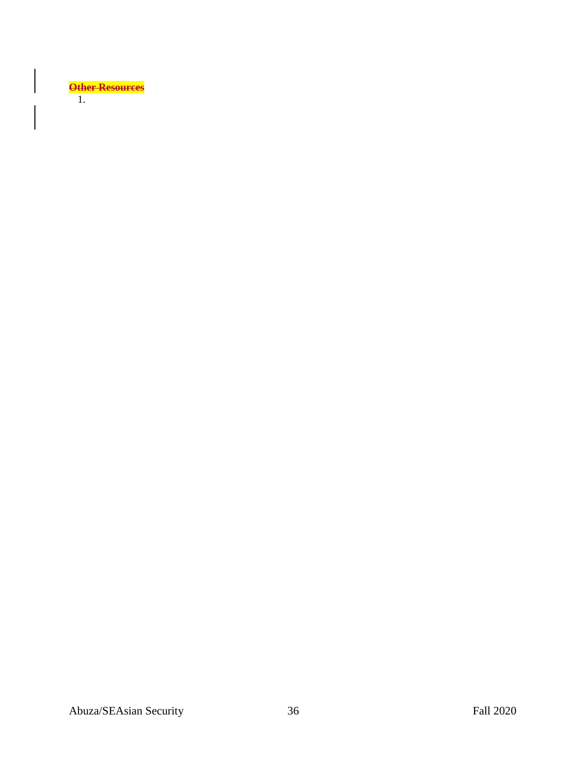**Other Resources**

1.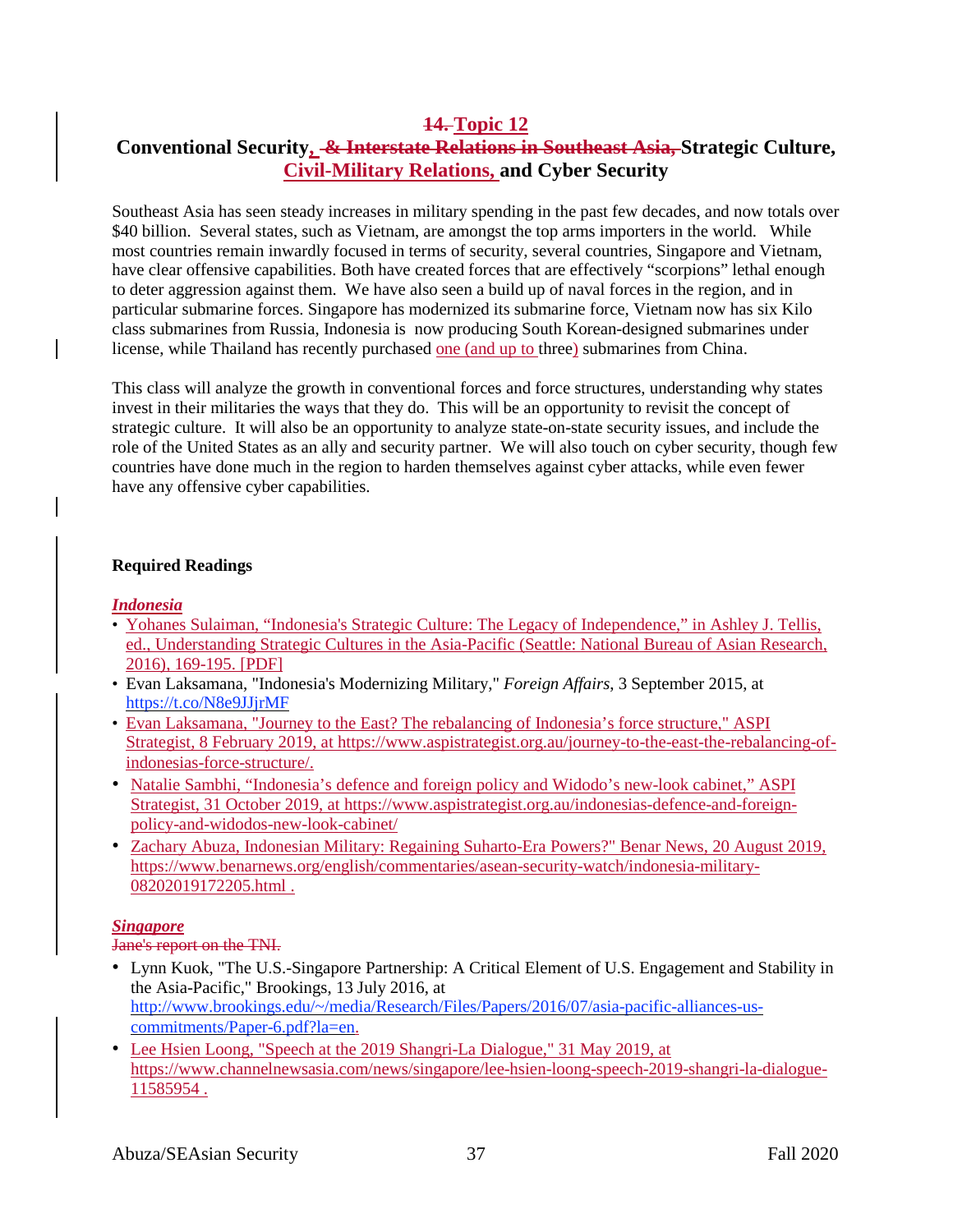# ~~14.~~ Topic 12

## Conventional Security, ~~& Interstate Relations in Southeast Asia,~~ Strategic Culture, Civil-Military Relations, and Cyber Security

Southeast Asia has seen steady increases in military spending in the past few decades, and now totals over $40 billion. Several states, such as Vietnam, are amongst the top arms importers in the world. While most countries remain inwardly focused in terms of security, several countries, Singapore and Vietnam, have clear offensive capabilities. Both have created forces that are effectively "scorpions" lethal enough to deter aggression against them. We have also seen a build up of naval forces in the region, and in particular submarine forces. Singapore has modernized its submarine force, Vietnam now has six Kilo class submarines from Russia, Indonesia is now producing South Korean-designed submarines under license, while Thailand has recently purchased one (and up to three) submarines from China.

This class will analyze the growth in conventional forces and force structures, understanding why states invest in their militaries the ways that they do. This will be an opportunity to revisit the concept of strategic culture. It will also be an opportunity to analyze state-on-state security issues, and include the role of the United States as an ally and security partner. We will also touch on cyber security, though few countries have done much in the region to harden themselves against cyber attacks, while even fewer have any offensive cyber capabilities.

**Required Readings**

***Indonesia***

- Yohanes Sulaiman, "Indonesia's Strategic Culture: The Legacy of Independence," in Ashley J. Tellis, ed., Understanding Strategic Cultures in the Asia-Pacific (Seattle: National Bureau of Asian Research, 2016), 169-195. [PDF]
- Evan Laksamana, "Indonesia's Modernizing Military," *Foreign Affairs*, 3 September 2015, at https://t.co/N8e9JJjrMF
- Evan Laksamana, "Journey to the East? The rebalancing of Indonesia's force structure," ASPI Strategist, 8 February 2019, at https://www.aspistrategist.org.au/journey-to-the-east-the-rebalancing-of-indonesias-force-structure/.
- Natalie Sambhi, "Indonesia's defence and foreign policy and Widodo's new-look cabinet," ASPI Strategist, 31 October 2019, at https://www.aspistrategist.org.au/indonesias-defence-and-foreign-policy-and-widodos-new-look-cabinet/
- Zachary Abuza, Indonesian Military: Regaining Suharto-Era Powers?" Benar News, 20 August 2019, https://www.benarnews.org/english/commentaries/asean-security-watch/indonesia-military-08202019172205.html .

***Singapore***

~~Jane's report on the TNI.~~

- Lynn Kuok, "The U.S.-Singapore Partnership: A Critical Element of U.S. Engagement and Stability in the Asia-Pacific," Brookings, 13 July 2016, at http://www.brookings.edu/~/media/Research/Files/Papers/2016/07/asia-pacific-alliances-us-commitments/Paper-6.pdf?la=en.
- Lee Hsien Loong, "Speech at the 2019 Shangri-La Dialogue," 31 May 2019, at https://www.channelnewsasia.com/news/singapore/lee-hsien-loong-speech-2019-shangri-la-dialogue-11585954 .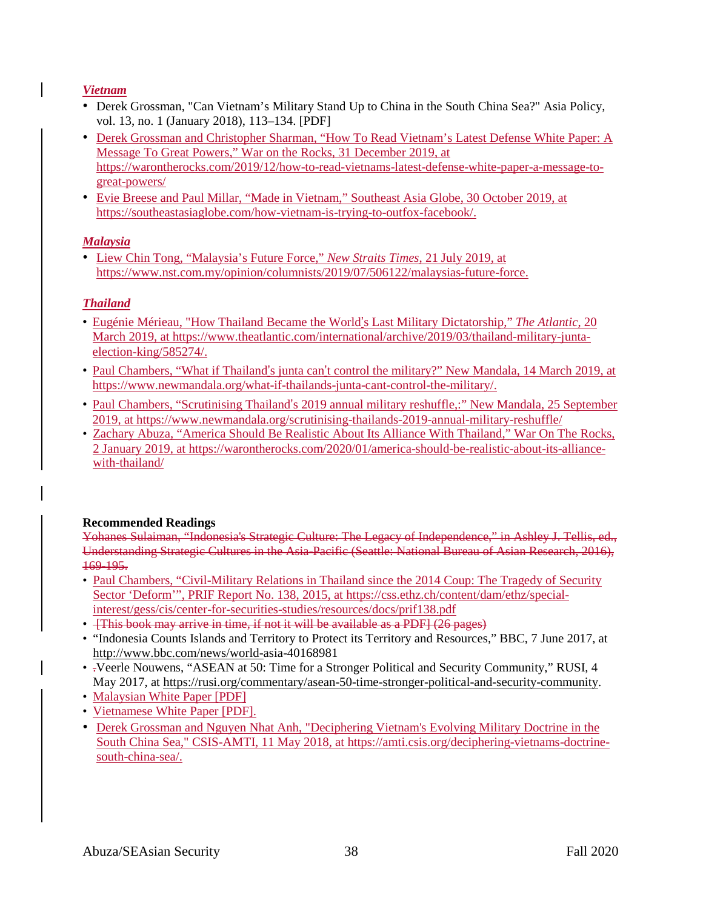### *Vietnam*

- Derek Grossman, "Can Vietnam's Military Stand Up to China in the South China Sea?" Asia Policy, vol. 13, no. 1 (January 2018), 113–134. [PDF]
- Derek Grossman and Christopher Sharman, "How To Read Vietnam's Latest Defense White Paper: A Message To Great Powers," War on the Rocks, 31 December 2019, at https://warontherocks.com/2019/12/how-to-read-vietnams-latest-defense-white-paper-a-message-to-great-powers/
- Evie Breese and Paul Millar, "Made in Vietnam," Southeast Asia Globe, 30 October 2019, at https://southeastasiaglobe.com/how-vietnam-is-trying-to-outfox-facebook/.

### *Malaysia*

- Liew Chin Tong, "Malaysia's Future Force," *New Straits Times*, 21 July 2019, at https://www.nst.com.my/opinion/columnists/2019/07/506122/malaysias-future-force.

### *Thailand*

- Eugénie Mérieau, "How Thailand Became the World's Last Military Dictatorship," *The Atlantic*, 20 March 2019, at https://www.theatlantic.com/international/archive/2019/03/thailand-military-junta-election-king/585274/.
- Paul Chambers, "What if Thailand's junta can't control the military?" New Mandala, 14 March 2019, at https://www.newmandala.org/what-if-thailands-junta-cant-control-the-military/.
- Paul Chambers, "Scrutinising Thailand's 2019 annual military reshuffle,:" New Mandala, 25 September 2019, at https://www.newmandala.org/scrutinising-thailands-2019-annual-military-reshuffle/
- Zachary Abuza, "America Should Be Realistic About Its Alliance With Thailand," War On The Rocks, 2 January 2019, at https://warontherocks.com/2020/01/america-should-be-realistic-about-its-alliance-with-thailand/

**Recommended Readings**

~~Yohanes Sulaiman, "Indonesia's Strategic Culture: The Legacy of Independence," in Ashley J. Tellis, ed., Understanding Strategic Cultures in the Asia-Pacific (Seattle: National Bureau of Asian Research, 2016), 169-195.~~

- Paul Chambers, "Civil-Military Relations in Thailand since the 2014 Coup: The Tragedy of Security Sector 'Deform'", PRIF Report No. 138, 2015, at https://css.ethz.ch/content/dam/ethz/special-interest/gess/cis/center-for-securities-studies/resources/docs/prif138.pdf
- ~~[This book may arrive in time, if not it will be available as a PDF] (26 pages)~~
- "Indonesia Counts Islands and Territory to Protect its Territory and Resources," BBC, 7 June 2017, at http://www.bbc.com/news/world-asia-40168981
- Veerle Nouwens, "ASEAN at 50: Time for a Stronger Political and Security Community," RUSI, 4 May 2017, at https://rusi.org/commentary/asean-50-time-stronger-political-and-security-community.
- Malaysian White Paper [PDF]
- Vietnamese White Paper [PDF].
- Derek Grossman and Nguyen Nhat Anh, "Deciphering Vietnam's Evolving Military Doctrine in the South China Sea," CSIS-AMTI, 11 May 2018, at https://amti.csis.org/deciphering-vietnams-doctrine-south-china-sea/.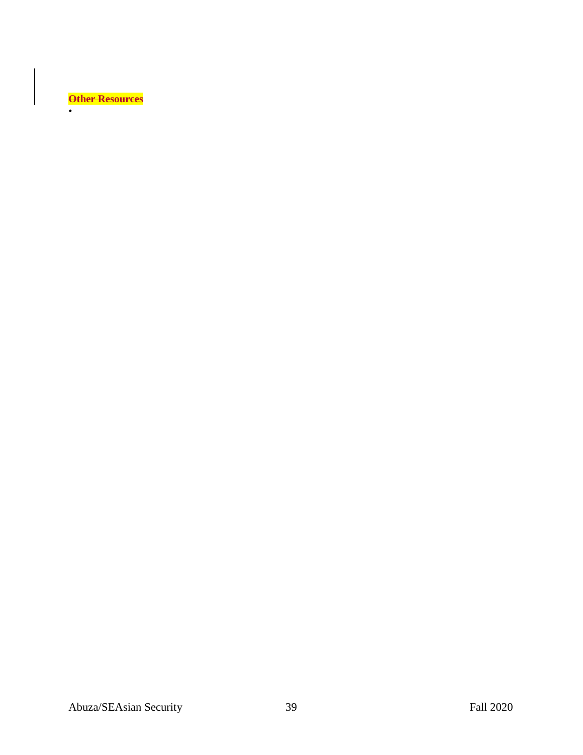**~~Other Resources~~**

-